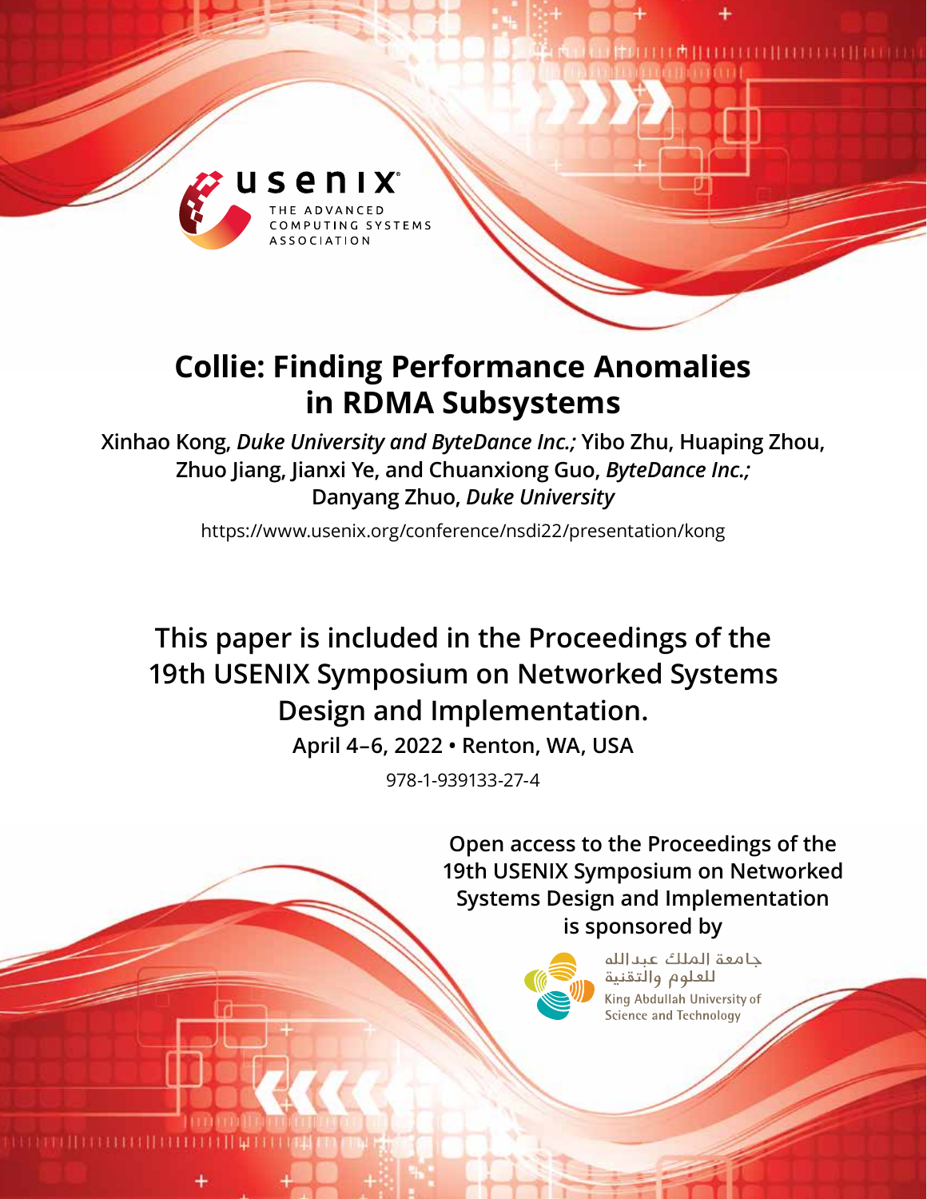usenix

THE ADVANCED COMPUTING SYSTEMS ASSOCIATION

# Collie: Finding Performance Anomalies in RDMA Subsystems

**Xinhao Kong,** ***Duke University and ByteDance Inc.;*** **Yibo Zhu, Huaping Zhou, Zhuo Jiang, Jianxi Ye, and Chuanxiong Guo,** ***ByteDance Inc.;*** **Danyang Zhuo,** ***Duke University***

https://www.usenix.org/conference/nsdi22/presentation/kong

**This paper is included in the Proceedings of the 19th USENIX Symposium on Networked Systems Design and Implementation.**

**April 4–6, 2022 • Renton, WA, USA**

978-1-939133-27-4

**Open access to the Proceedings of the 19th USENIX Symposium on Networked Systems Design and Implementation is sponsored by**

جامعة الملك عبدالله للعلوم والتقنية

King Abdullah University of Science and Technology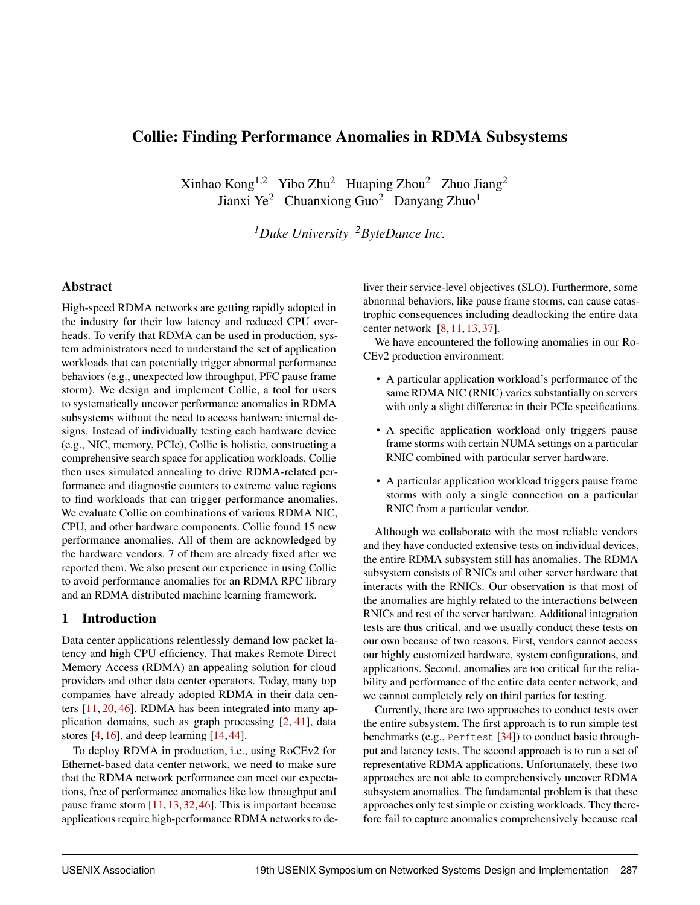# Collie: Finding Performance Anomalies in RDMA Subsystems

Xinhao Kong[1,2] Yibo Zhu[2] Huaping Zhou[2] Zhuo Jiang[2]
Jianxi Ye[2] Chuanxiong Guo[2] Danyang Zhuo[1]

*[1]Duke University [2]ByteDance Inc.*

## Abstract

High-speed RDMA networks are getting rapidly adopted in the industry for their low latency and reduced CPU overheads. To verify that RDMA can be used in production, system administrators need to understand the set of application workloads that can potentially trigger abnormal performance behaviors (e.g., unexpected low throughput, PFC pause frame storm). We design and implement Collie, a tool for users to systematically uncover performance anomalies in RDMA subsystems without the need to access hardware internal designs. Instead of individually testing each hardware device (e.g., NIC, memory, PCIe), Collie is holistic, constructing a comprehensive search space for application workloads. Collie then uses simulated annealing to drive RDMA-related performance and diagnostic counters to extreme value regions to find workloads that can trigger performance anomalies. We evaluate Collie on combinations of various RDMA NIC, CPU, and other hardware components. Collie found 15 new performance anomalies. All of them are acknowledged by the hardware vendors. 7 of them are already fixed after we reported them. We also present our experience in using Collie to avoid performance anomalies for an RDMA RPC library and an RDMA distributed machine learning framework.

## 1 Introduction

Data center applications relentlessly demand low packet latency and high CPU efficiency. That makes Remote Direct Memory Access (RDMA) an appealing solution for cloud providers and other data center operators. Today, many top companies have already adopted RDMA in their data centers [11, 20, 46]. RDMA has been integrated into many application domains, such as graph processing [2, 41], data stores [4, 16], and deep learning [14, 44].

To deploy RDMA in production, i.e., using RoCEv2 for Ethernet-based data center network, we need to make sure that the RDMA network performance can meet our expectations, free of performance anomalies like low throughput and pause frame storm [11, 13, 32, 46]. This is important because applications require high-performance RDMA networks to deliver their service-level objectives (SLO). Furthermore, some abnormal behaviors, like pause frame storms, can cause catastrophic consequences including deadlocking the entire data center network [8, 11, 13, 37].

We have encountered the following anomalies in our RoCEv2 production environment:

- A particular application workload's performance of the same RDMA NIC (RNIC) varies substantially on servers with only a slight difference in their PCIe specifications.
- A specific application workload only triggers pause frame storms with certain NUMA settings on a particular RNIC combined with particular server hardware.
- A particular application workload triggers pause frame storms with only a single connection on a particular RNIC from a particular vendor.

Although we collaborate with the most reliable vendors and they have conducted extensive tests on individual devices, the entire RDMA subsystem still has anomalies. The RDMA subsystem consists of RNICs and other server hardware that interacts with the RNICs. Our observation is that most of the anomalies are highly related to the interactions between RNICs and rest of the server hardware. Additional integration tests are thus critical, and we usually conduct these tests on our own because of two reasons. First, vendors cannot access our highly customized hardware, system configurations, and applications. Second, anomalies are too critical for the reliability and performance of the entire data center network, and we cannot completely rely on third parties for testing.

Currently, there are two approaches to conduct tests over the entire subsystem. The first approach is to run simple test benchmarks (e.g., Perftest [34]) to conduct basic throughput and latency tests. The second approach is to run a set of representative RDMA applications. Unfortunately, these two approaches are not able to comprehensively uncover RDMA subsystem anomalies. The fundamental problem is that these approaches only test simple or existing workloads. They therefore fail to capture anomalies comprehensively because real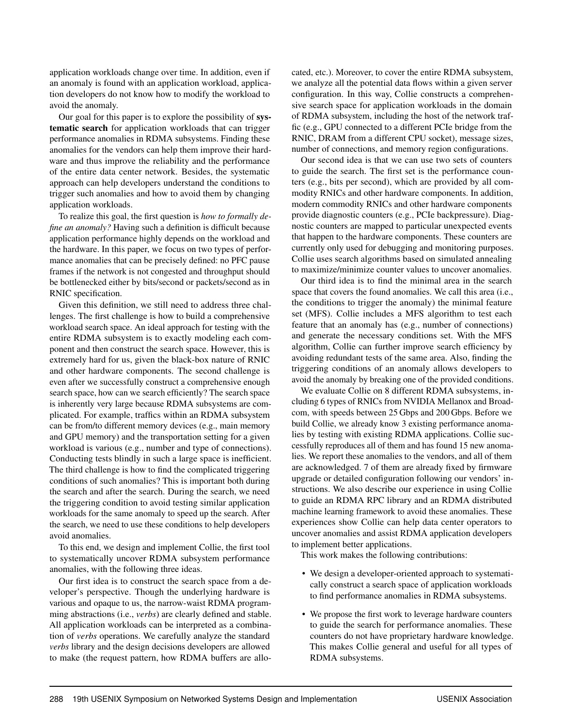application workloads change over time. In addition, even if an anomaly is found with an application workload, application developers do not know how to modify the workload to avoid the anomaly.

Our goal for this paper is to explore the possibility of **systematic search** for application workloads that can trigger performance anomalies in RDMA subsystems. Finding these anomalies for the vendors can help them improve their hardware and thus improve the reliability and the performance of the entire data center network. Besides, the systematic approach can help developers understand the conditions to trigger such anomalies and how to avoid them by changing application workloads.

To realize this goal, the first question is *how to formally define an anomaly?* Having such a definition is difficult because application performance highly depends on the workload and the hardware. In this paper, we focus on two types of performance anomalies that can be precisely defined: no PFC pause frames if the network is not congested and throughput should be bottlenecked either by bits/second or packets/second as in RNIC specification.

Given this definition, we still need to address three challenges. The first challenge is how to build a comprehensive workload search space. An ideal approach for testing with the entire RDMA subsystem is to exactly modeling each component and then construct the search space. However, this is extremely hard for us, given the black-box nature of RNIC and other hardware components. The second challenge is even after we successfully construct a comprehensive enough search space, how can we search efficiently? The search space is inherently very large because RDMA subsystems are complicated. For example, traffics within an RDMA subsystem can be from/to different memory devices (e.g., main memory and GPU memory) and the transportation setting for a given workload is various (e.g., number and type of connections). Conducting tests blindly in such a large space is inefficient. The third challenge is how to find the complicated triggering conditions of such anomalies? This is important both during the search and after the search. During the search, we need the triggering condition to avoid testing similar application workloads for the same anomaly to speed up the search. After the search, we need to use these conditions to help developers avoid anomalies.

To this end, we design and implement Collie, the first tool to systematically uncover RDMA subsystem performance anomalies, with the following three ideas.

Our first idea is to construct the search space from a developer's perspective. Though the underlying hardware is various and opaque to us, the narrow-waist RDMA programming abstractions (i.e., *verbs*) are clearly defined and stable. All application workloads can be interpreted as a combination of *verbs* operations. We carefully analyze the standard *verbs* library and the design decisions developers are allowed to make (the request pattern, how RDMA buffers are allocated, etc.). Moreover, to cover the entire RDMA subsystem, we analyze all the potential data flows within a given server configuration. In this way, Collie constructs a comprehensive search space for application workloads in the domain of RDMA subsystem, including the host of the network traffic (e.g., GPU connected to a different PCIe bridge from the RNIC, DRAM from a different CPU socket), message sizes, number of connections, and memory region configurations.

Our second idea is that we can use two sets of counters to guide the search. The first set is the performance counters (e.g., bits per second), which are provided by all commodity RNICs and other hardware components. In addition, modern commodity RNICs and other hardware components provide diagnostic counters (e.g., PCIe backpressure). Diagnostic counters are mapped to particular unexpected events that happen to the hardware components. These counters are currently only used for debugging and monitoring purposes. Collie uses search algorithms based on simulated annealing to maximize/minimize counter values to uncover anomalies.

Our third idea is to find the minimal area in the search space that covers the found anomalies. We call this area (i.e., the conditions to trigger the anomaly) the minimal feature set (MFS). Collie includes a MFS algorithm to test each feature that an anomaly has (e.g., number of connections) and generate the necessary conditions set. With the MFS algorithm, Collie can further improve search efficiency by avoiding redundant tests of the same area. Also, finding the triggering conditions of an anomaly allows developers to avoid the anomaly by breaking one of the provided conditions.

We evaluate Collie on 8 different RDMA subsystems, including 6 types of RNICs from NVIDIA Mellanox and Broadcom, with speeds between 25 Gbps and 200 Gbps. Before we build Collie, we already know 3 existing performance anomalies by testing with existing RDMA applications. Collie successfully reproduces all of them and has found 15 new anomalies. We report these anomalies to the vendors, and all of them are acknowledged. 7 of them are already fixed by firmware upgrade or detailed configuration following our vendors' instructions. We also describe our experience in using Collie to guide an RDMA RPC library and an RDMA distributed machine learning framework to avoid these anomalies. These experiences show Collie can help data center operators to uncover anomalies and assist RDMA application developers to implement better applications.

This work makes the following contributions:

- We design a developer-oriented approach to systematically construct a search space of application workloads to find performance anomalies in RDMA subsystems.
- We propose the first work to leverage hardware counters to guide the search for performance anomalies. These counters do not have proprietary hardware knowledge. This makes Collie general and useful for all types of RDMA subsystems.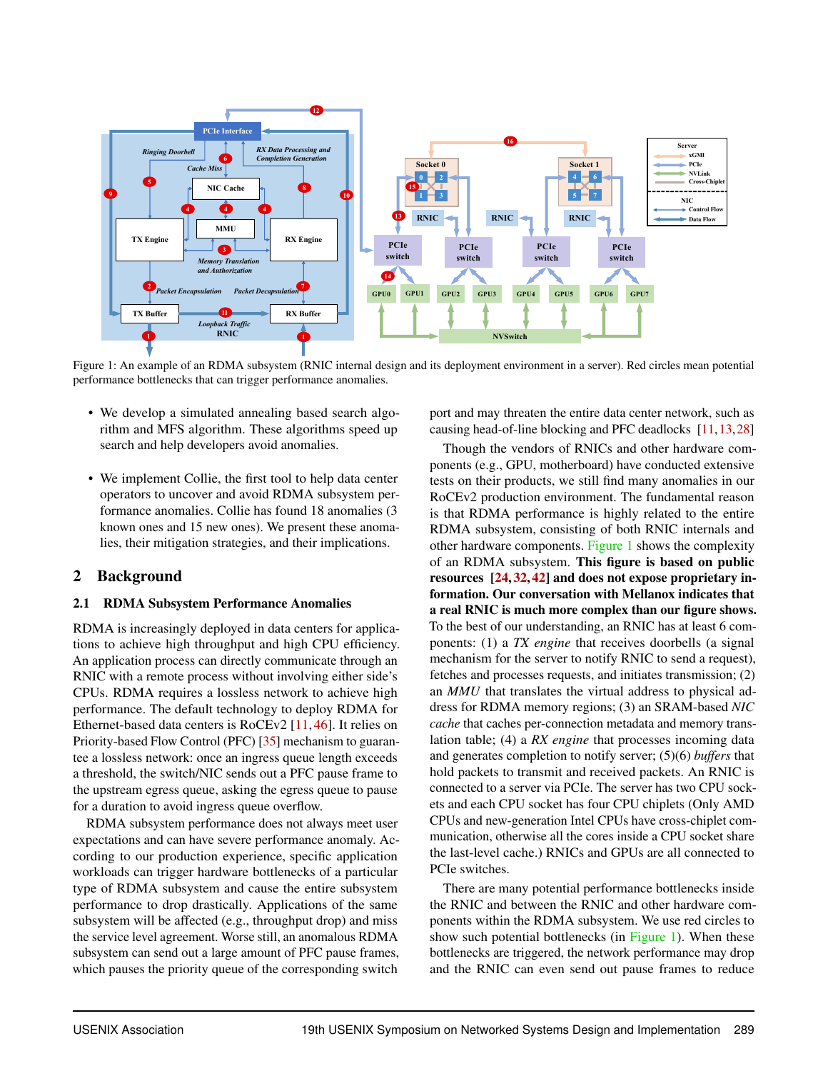Figure 1: An example of an RDMA subsystem (RNIC internal design and its deployment environment in a server). Red circles mean potential performance bottlenecks that can trigger performance anomalies.

- We develop a simulated annealing based search algorithm and MFS algorithm. These algorithms speed up search and help developers avoid anomalies.
- We implement Collie, the first tool to help data center operators to uncover and avoid RDMA subsystem performance anomalies. Collie has found 18 anomalies (3 known ones and 15 new ones). We present these anomalies, their mitigation strategies, and their implications.

## 2 Background

### 2.1 RDMA Subsystem Performance Anomalies

RDMA is increasingly deployed in data centers for applications to achieve high throughput and high CPU efficiency. An application process can directly communicate through an RNIC with a remote process without involving either side's CPUs. RDMA requires a lossless network to achieve high performance. The default technology to deploy RDMA for Ethernet-based data centers is RoCEv2 [11,46]. It relies on Priority-based Flow Control (PFC) [35] mechanism to guarantee a lossless network: once an ingress queue length exceeds a threshold, the switch/NIC sends out a PFC pause frame to the upstream egress queue, asking the egress queue to pause for a duration to avoid ingress queue overflow.

RDMA subsystem performance does not always meet user expectations and can have severe performance anomaly. According to our production experience, specific application workloads can trigger hardware bottlenecks of a particular type of RDMA subsystem and cause the entire subsystem performance to drop drastically. Applications of the same subsystem will be affected (e.g., throughput drop) and miss the service level agreement. Worse still, an anomalous RDMA subsystem can send out a large amount of PFC pause frames, which pauses the priority queue of the corresponding switch port and may threaten the entire data center network, such as causing head-of-line blocking and PFC deadlocks [11,13,28].

Though the vendors of RNICs and other hardware components (e.g., GPU, motherboard) have conducted extensive tests on their products, we still find many anomalies in our RoCEv2 production environment. The fundamental reason is that RDMA performance is highly related to the entire RDMA subsystem, consisting of both RNIC internals and other hardware components. Figure 1 shows the complexity of an RDMA subsystem. **This figure is based on public resources [24,32,42] and does not expose proprietary information. Our conversation with Mellanox indicates that a real RNIC is much more complex than our figure shows.** To the best of our understanding, an RNIC has at least 6 components: (1) a *TX engine* that receives doorbells (a signal mechanism for the server to notify RNIC to send a request), fetches and processes requests, and initiates transmission; (2) an *MMU* that translates the virtual address to physical address for RDMA memory regions; (3) an SRAM-based *NIC cache* that caches per-connection metadata and memory translation table; (4) a *RX engine* that processes incoming data and generates completion to notify server; (5)(6) *buffers* that hold packets to transmit and received packets. An RNIC is connected to a server via PCIe. The server has two CPU sockets and each CPU socket has four CPU chiplets (Only AMD CPUs and new-generation Intel CPUs have cross-chiplet communication, otherwise all the cores inside a CPU socket share the last-level cache.) RNICs and GPUs are all connected to PCIe switches.

There are many potential performance bottlenecks inside the RNIC and between the RNIC and other hardware components within the RDMA subsystem. We use red circles to show such potential bottlenecks (in Figure 1). When these bottlenecks are triggered, the network performance may drop and the RNIC can even send out pause frames to reduce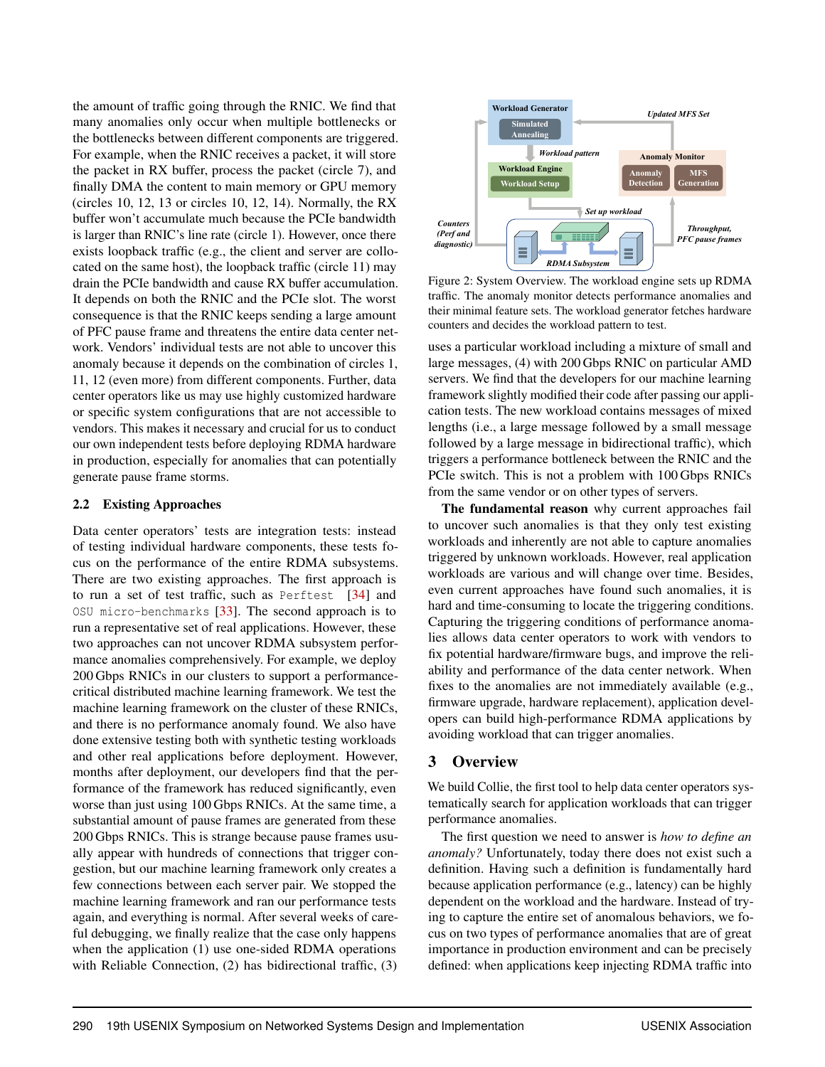the amount of traffic going through the RNIC. We find that many anomalies only occur when multiple bottlenecks or the bottlenecks between different components are triggered. For example, when the RNIC receives a packet, it will store the packet in RX buffer, process the packet (circle 7), and finally DMA the content to main memory or GPU memory (circles 10, 12, 13 or circles 10, 12, 14). Normally, the RX buffer won't accumulate much because the PCIe bandwidth is larger than RNIC's line rate (circle 1). However, once there exists loopback traffic (e.g., the client and server are collocated on the same host), the loopback traffic (circle 11) may drain the PCIe bandwidth and cause RX buffer accumulation. It depends on both the RNIC and the PCIe slot. The worst consequence is that the RNIC keeps sending a large amount of PFC pause frame and threatens the entire data center network. Vendors' individual tests are not able to uncover this anomaly because it depends on the combination of circles 1, 11, 12 (even more) from different components. Further, data center operators like us may use highly customized hardware or specific system configurations that are not accessible to vendors. This makes it necessary and crucial for us to conduct our own independent tests before deploying RDMA hardware in production, especially for anomalies that can potentially generate pause frame storms.

### 2.2 Existing Approaches

Data center operators' tests are integration tests: instead of testing individual hardware components, these tests focus on the performance of the entire RDMA subsystems. There are two existing approaches. The first approach is to run a set of test traffic, such as `Perftest` [34] and `OSU micro-benchmarks` [33]. The second approach is to run a representative set of real applications. However, these two approaches can not uncover RDMA subsystem performance anomalies comprehensively. For example, we deploy 200 Gbps RNICs in our clusters to support a performance-critical distributed machine learning framework. We test the machine learning framework on the cluster of these RNICs, and there is no performance anomaly found. We also have done extensive testing both with synthetic testing workloads and other real applications before deployment. However, months after deployment, our developers find that the performance of the framework has reduced significantly, even worse than just using 100 Gbps RNICs. At the same time, a substantial amount of pause frames are generated from these 200 Gbps RNICs. This is strange because pause frames usually appear with hundreds of connections that trigger congestion, but our machine learning framework only creates a few connections between each server pair. We stopped the machine learning framework and ran our performance tests again, and everything is normal. After several weeks of careful debugging, we finally realize that the case only happens when the application (1) use one-sided RDMA operations with Reliable Connection, (2) has bidirectional traffic, (3) uses a particular workload including a mixture of small and large messages, (4) with 200 Gbps RNIC on particular AMD servers. We find that the developers for our machine learning framework slightly modified their code after passing our application tests. The new workload contains messages of mixed lengths (i.e., a large message followed by a small message followed by a large message in bidirectional traffic), which triggers a performance bottleneck between the RNIC and the PCIe switch. This is not a problem with 100 Gbps RNICs from the same vendor or on other types of servers.

Figure 2: System Overview. The workload engine sets up RDMA traffic. The anomaly monitor detects performance anomalies and their minimal feature sets. The workload generator fetches hardware counters and decides the workload pattern to test.

**The fundamental reason** why current approaches fail to uncover such anomalies is that they only test existing workloads and inherently are not able to capture anomalies triggered by unknown workloads. However, real application workloads are various and will change over time. Besides, even current approaches have found such anomalies, it is hard and time-consuming to locate the triggering conditions. Capturing the triggering conditions of performance anomalies allows data center operators to work with vendors to fix potential hardware/firmware bugs, and improve the reliability and performance of the data center network. When fixes to the anomalies are not immediately available (e.g., firmware upgrade, hardware replacement), application developers can build high-performance RDMA applications by avoiding workload that can trigger anomalies.

## 3 Overview

We build Collie, the first tool to help data center operators systematically search for application workloads that can trigger performance anomalies.

The first question we need to answer is *how to define an anomaly?* Unfortunately, today there does not exist such a definition. Having such a definition is fundamentally hard because application performance (e.g., latency) can be highly dependent on the workload and the hardware. Instead of trying to capture the entire set of anomalous behaviors, we focus on two types of performance anomalies that are of great importance in production environment and can be precisely defined: when applications keep injecting RDMA traffic into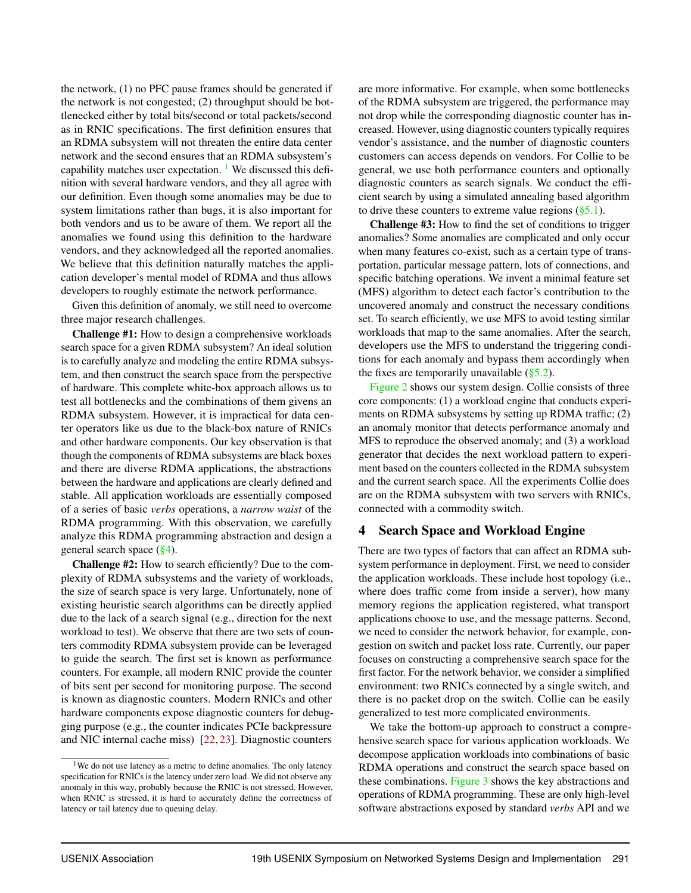the network, (1) no PFC pause frames should be generated if the network is not congested; (2) throughput should be bottlenecked either by total bits/second or total packets/second as in RNIC specifications. The first definition ensures that an RDMA subsystem will not threaten the entire data center network and the second ensures that an RDMA subsystem's capability matches user expectation. [1] We discussed this definition with several hardware vendors, and they all agree with our definition. Even though some anomalies may be due to system limitations rather than bugs, it is also important for both vendors and us to be aware of them. We report all the anomalies we found using this definition to the hardware vendors, and they acknowledged all the reported anomalies. We believe that this definition naturally matches the application developer's mental model of RDMA and thus allows developers to roughly estimate the network performance.

Given this definition of anomaly, we still need to overcome three major research challenges.

**Challenge #1:** How to design a comprehensive workloads search space for a given RDMA subsystem? An ideal solution is to carefully analyze and modeling the entire RDMA subsystem, and then construct the search space from the perspective of hardware. This complete white-box approach allows us to test all bottlenecks and the combinations of them givens an RDMA subsystem. However, it is impractical for data center operators like us due to the black-box nature of RNICs and other hardware components. Our key observation is that though the components of RDMA subsystems are black boxes and there are diverse RDMA applications, the abstractions between the hardware and applications are clearly defined and stable. All application workloads are essentially composed of a series of basic *verbs* operations, a *narrow waist* of the RDMA programming. With this observation, we carefully analyze this RDMA programming abstraction and design a general search space (§4).

**Challenge #2:** How to search efficiently? Due to the complexity of RDMA subsystems and the variety of workloads, the size of search space is very large. Unfortunately, none of existing heuristic search algorithms can be directly applied due to the lack of a search signal (e.g., direction for the next workload to test). We observe that there are two sets of counters commodity RDMA subsystem provide can be leveraged to guide the search. The first set is known as performance counters. For example, all modern RNIC provide the counter of bits sent per second for monitoring purpose. The second is known as diagnostic counters. Modern RNICs and other hardware components expose diagnostic counters for debugging purpose (e.g., the counter indicates PCIe backpressure and NIC internal cache miss) [22, 23]. Diagnostic counters are more informative. For example, when some bottlenecks of the RDMA subsystem are triggered, the performance may not drop while the corresponding diagnostic counter has increased. However, using diagnostic counters typically requires vendor's assistance, and the number of diagnostic counters customers can access depends on vendors. For Collie to be general, we use both performance counters and optionally diagnostic counters as search signals. We conduct the efficient search by using a simulated annealing based algorithm to drive these counters to extreme value regions (§5.1).

**Challenge #3:** How to find the set of conditions to trigger anomalies? Some anomalies are complicated and only occur when many features co-exist, such as a certain type of transportation, particular message pattern, lots of connections, and specific batching operations. We invent a minimal feature set (MFS) algorithm to detect each factor's contribution to the uncovered anomaly and construct the necessary conditions set. To search efficiently, we use MFS to avoid testing similar workloads that map to the same anomalies. After the search, developers use the MFS to understand the triggering conditions for each anomaly and bypass them accordingly when the fixes are temporarily unavailable (§5.2).

Figure 2 shows our system design. Collie consists of three core components: (1) a workload engine that conducts experiments on RDMA subsystems by setting up RDMA traffic; (2) an anomaly monitor that detects performance anomaly and MFS to reproduce the observed anomaly; and (3) a workload generator that decides the next workload pattern to experiment based on the counters collected in the RDMA subsystem and the current search space. All the experiments Collie does are on the RDMA subsystem with two servers with RNICs, connected with a commodity switch.

## 4 Search Space and Workload Engine

There are two types of factors that can affect an RDMA subsystem performance in deployment. First, we need to consider the application workloads. These include host topology (i.e., where does traffic come from inside a server), how many memory regions the application registered, what transport applications choose to use, and the message patterns. Second, we need to consider the network behavior, for example, congestion on switch and packet loss rate. Currently, our paper focuses on constructing a comprehensive search space for the first factor. For the network behavior, we consider a simplified environment: two RNICs connected by a single switch, and there is no packet drop on the switch. Collie can be easily generalized to test more complicated environments.

We take the bottom-up approach to construct a comprehensive search space for various application workloads. We decompose application workloads into combinations of basic RDMA operations and construct the search space based on these combinations. Figure 3 shows the key abstractions and operations of RDMA programming. These are only high-level software abstractions exposed by standard *verbs* API and we

[1] We do not use latency as a metric to define anomalies. The only latency specification for RNICs is the latency under zero load. We did not observe any anomaly in this way, probably because the RNIC is not stressed. However, when RNIC is stressed, it is hard to accurately define the correctness of latency or tail latency due to queuing delay.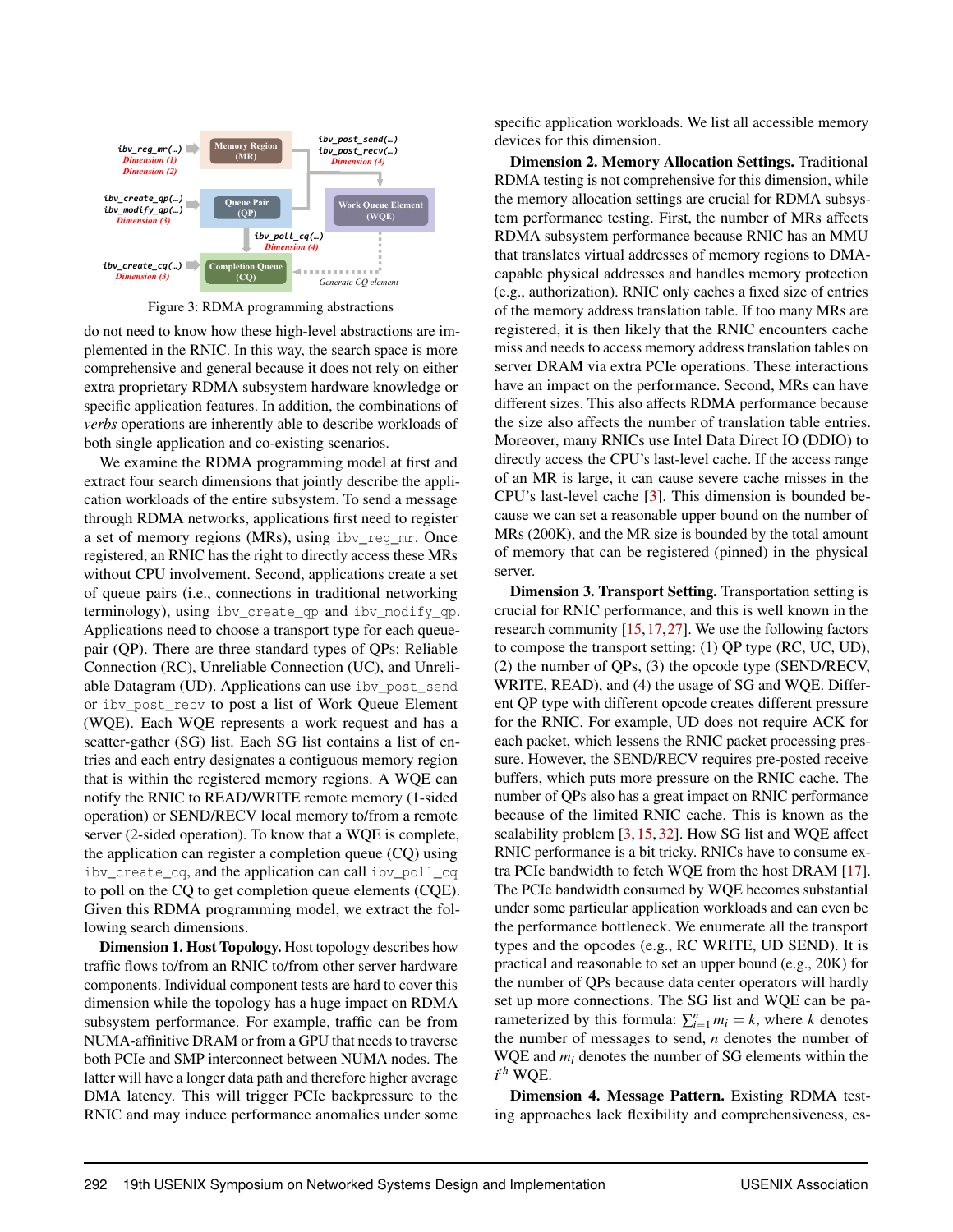Figure 3: RDMA programming abstractions

do not need to know how these high-level abstractions are implemented in the RNIC. In this way, the search space is more comprehensive and general because it does not rely on either extra proprietary RDMA subsystem hardware knowledge or specific application features. In addition, the combinations of *verbs* operations are inherently able to describe workloads of both single application and co-existing scenarios.

We examine the RDMA programming model at first and extract four search dimensions that jointly describe the application workloads of the entire subsystem. To send a message through RDMA networks, applications first need to register a set of memory regions (MRs), using `ibv_reg_mr`. Once registered, an RNIC has the right to directly access these MRs without CPU involvement. Second, applications create a set of queue pairs (i.e., connections in traditional networking terminology), using `ibv_create_qp` and `ibv_modify_qp`. Applications need to choose a transport type for each queue-pair (QP). There are three standard types of QPs: Reliable Connection (RC), Unreliable Connection (UC), and Unreliable Datagram (UD). Applications can use `ibv_post_send` or `ibv_post_recv` to post a list of Work Queue Element (WQE). Each WQE represents a work request and has a scatter-gather (SG) list. Each SG list contains a list of entries and each entry designates a contiguous memory region that is within the registered memory regions. A WQE can notify the RNIC to READ/WRITE remote memory (1-sided operation) or SEND/RECV local memory to/from a remote server (2-sided operation). To know that a WQE is complete, the application can register a completion queue (CQ) using `ibv_create_cq`, and the application can call `ibv_poll_cq` to poll on the CQ to get completion queue elements (CQE). Given this RDMA programming model, we extract the following search dimensions.

**Dimension 1. Host Topology.** Host topology describes how traffic flows to/from an RNIC to/from other server hardware components. Individual component tests are hard to cover this dimension while the topology has a huge impact on RDMA subsystem performance. For example, traffic can be from NUMA-affinitive DRAM or from a GPU that needs to traverse both PCIe and SMP interconnect between NUMA nodes. The latter will have a longer data path and therefore higher average DMA latency. This will trigger PCIe backpressure to the RNIC and may induce performance anomalies under some specific application workloads. We list all accessible memory devices for this dimension.

**Dimension 2. Memory Allocation Settings.** Traditional RDMA testing is not comprehensive for this dimension, while the memory allocation settings are crucial for RDMA subsystem performance testing. First, the number of MRs affects RDMA subsystem performance because RNIC has an MMU that translates virtual addresses of memory regions to DMA-capable physical addresses and handles memory protection (e.g., authorization). RNIC only caches a fixed size of entries of the memory address translation table. If too many MRs are registered, it is then likely that the RNIC encounters cache miss and needs to access memory address translation tables on server DRAM via extra PCIe operations. These interactions have an impact on the performance. Second, MRs can have different sizes. This also affects RDMA performance because the size also affects the number of translation table entries. Moreover, many RNICs use Intel Data Direct IO (DDIO) to directly access the CPU's last-level cache. If the access range of an MR is large, it can cause severe cache misses in the CPU's last-level cache [3]. This dimension is bounded because we can set a reasonable upper bound on the number of MRs (200K), and the MR size is bounded by the total amount of memory that can be registered (pinned) in the physical server.

**Dimension 3. Transport Setting.** Transportation setting is crucial for RNIC performance, and this is well known in the research community [15,17,27]. We use the following factors to compose the transport setting: (1) QP type (RC, UC, UD), (2) the number of QPs, (3) the opcode type (SEND/RECV, WRITE, READ), and (4) the usage of SG and WQE. Different QP type with different opcode creates different pressure for the RNIC. For example, UD does not require ACK for each packet, which lessens the RNIC packet processing pressure. However, the SEND/RECV requires pre-posted receive buffers, which puts more pressure on the RNIC cache. The number of QPs also has a great impact on RNIC performance because of the limited RNIC cache. This is known as the scalability problem [3,15,32]. How SG list and WQE affect RNIC performance is a bit tricky. RNICs have to consume extra PCIe bandwidth to fetch WQE from the host DRAM [17]. The PCIe bandwidth consumed by WQE becomes substantial under some particular application workloads and can even be the performance bottleneck. We enumerate all the transport types and the opcodes (e.g., RC WRITE, UD SEND). It is practical and reasonable to set an upper bound (e.g., 20K) for the number of QPs because data center operators will hardly set up more connections. The SG list and WQE can be parameterized by this formula: $\sum_{i=1}^{n} m_i = k$, where $k$ denotes the number of messages to send, $n$ denotes the number of WQE and $m_i$ denotes the number of SG elements within the $i^{th}$ WQE.

**Dimension 4. Message Pattern.** Existing RDMA testing approaches lack flexibility and comprehensiveness, es-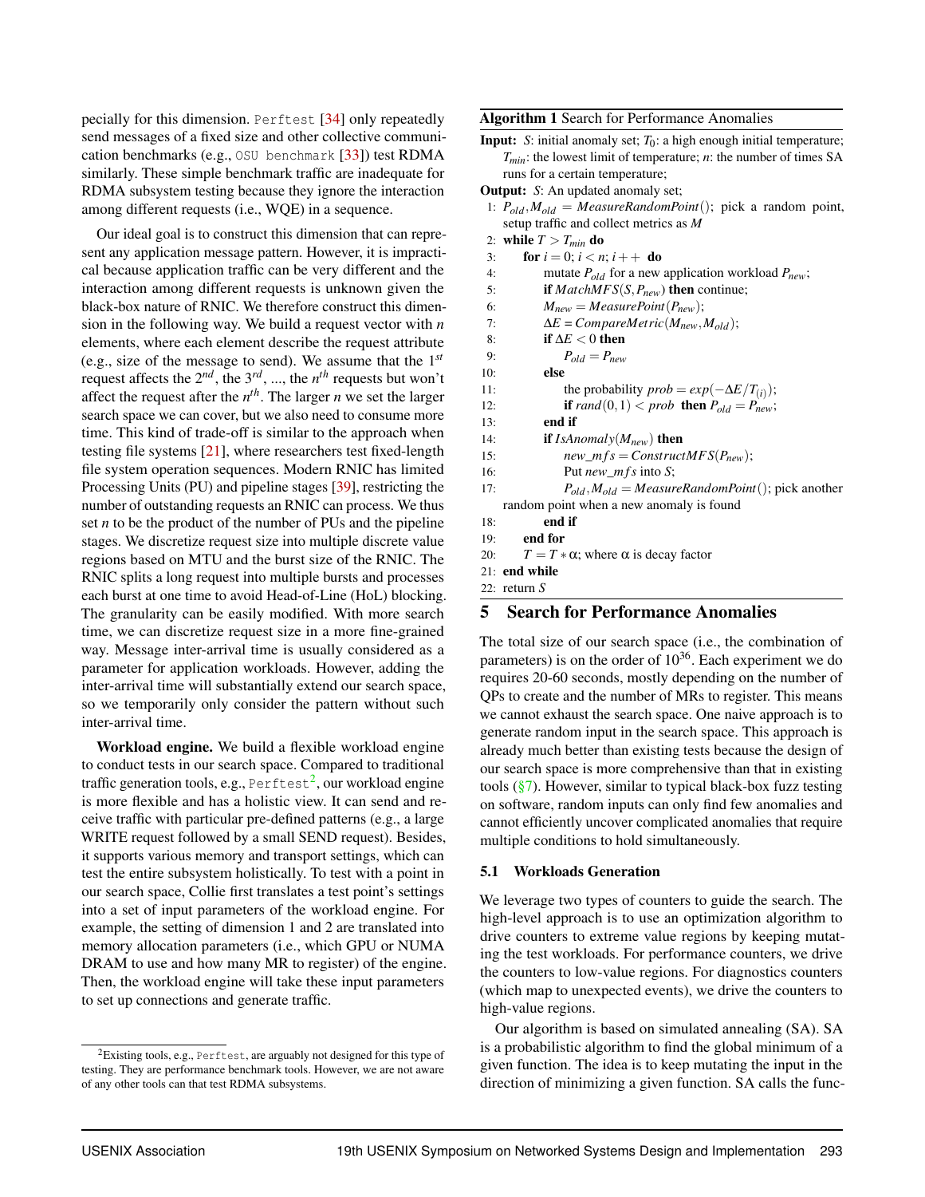pecially for this dimension. Perftest [34] only repeatedly send messages of a fixed size and other collective communication benchmarks (e.g., OSU benchmark [33]) test RDMA similarly. These simple benchmark traffic are inadequate for RDMA subsystem testing because they ignore the interaction among different requests (i.e., WQE) in a sequence.

Our ideal goal is to construct this dimension that can represent any application message pattern. However, it is impractical because application traffic can be very different and the interaction among different requests is unknown given the black-box nature of RNIC. We therefore construct this dimension in the following way. We build a request vector with $n$ elements, where each element describe the request attribute (e.g., size of the message to send). We assume that the $1^{st}$ request affects the $2^{nd}$, the $3^{rd}$, ..., the $n^{th}$ requests but won't affect the request after the $n^{th}$. The larger $n$ we set the larger search space we can cover, but we also need to consume more time. This kind of trade-off is similar to the approach when testing file systems [21], where researchers test fixed-length file system operation sequences. Modern RNIC has limited Processing Units (PU) and pipeline stages [39], restricting the number of outstanding requests an RNIC can process. We thus set $n$ to be the product of the number of PUs and the pipeline stages. We discretize request size into multiple discrete value regions based on MTU and the burst size of the RNIC. The RNIC splits a long request into multiple bursts and processes each burst at one time to avoid Head-of-Line (HoL) blocking. The granularity can be easily modified. With more search time, we can discretize request size in a more fine-grained way. Message inter-arrival time is usually considered as a parameter for application workloads. However, adding the inter-arrival time will substantially extend our search space, so we temporarily only consider the pattern without such inter-arrival time.

**Workload engine.** We build a flexible workload engine to conduct tests in our search space. Compared to traditional traffic generation tools, e.g., Perftest[2], our workload engine is more flexible and has a holistic view. It can send and receive traffic with particular pre-defined patterns (e.g., a large WRITE request followed by a small SEND request). Besides, it supports various memory and transport settings, which can test the entire subsystem holistically. To test with a point in our search space, Collie first translates a test point's settings into a set of input parameters of the workload engine. For example, the setting of dimension 1 and 2 are translated into memory allocation parameters (i.e., which GPU or NUMA DRAM to use and how many MR to register) of the engine. Then, the workload engine will take these input parameters to set up connections and generate traffic.

[2]Existing tools, e.g., Perftest, are arguably not designed for this type of testing. They are performance benchmark tools. However, we are not aware of any other tools can that test RDMA subsystems.

**Algorithm 1** Search for Performance Anomalies

**Input:** $S$: initial anomaly set; $T_0$: a high enough initial temperature; $T_{min}$: the lowest limit of temperature; $n$: the number of times SA runs for a certain temperature;

**Output:** $S$: An updated anomaly set;

```
1:  P_old, M_old = MeasureRandomPoint(); pick a random point,
    setup traffic and collect metrics as M
2:  while T > T_min do
3:      for i = 0; i < n; i++ do
4:          mutate P_old for a new application workload P_new;
5:          if MatchMFS(S, P_new) then continue;
6:          M_new = MeasurePoint(P_new);
7:          ΔE = CompareMetric(M_new, M_old);
8:          if ΔE < 0 then
9:              P_old = P_new
10:         else
11:             the probability prob = exp(−ΔE/T_(i));
12:             if rand(0,1) < prob then P_old = P_new;
13:         end if
14:         if IsAnomaly(M_new) then
15:             new_mfs = ConstructMFS(P_new);
16:             Put new_mfs into S;
17:             P_old, M_old = MeasureRandomPoint(); pick another
    random point when a new anomaly is found
18:         end if
19:     end for
20:     T = T ∗ α; where α is decay factor
21: end while
22: return S
```

## 5 Search for Performance Anomalies

The total size of our search space (i.e., the combination of parameters) is on the order of $10^{36}$. Each experiment we do requires 20-60 seconds, mostly depending on the number of QPs to create and the number of MRs to register. This means we cannot exhaust the search space. One naive approach is to generate random input in the search space. This approach is already much better than existing tests because the design of our search space is more comprehensive than that in existing tools (§7). However, similar to typical black-box fuzz testing on software, random inputs can only find few anomalies and cannot efficiently uncover complicated anomalies that require multiple conditions to hold simultaneously.

### 5.1 Workloads Generation

We leverage two types of counters to guide the search. The high-level approach is to use an optimization algorithm to drive counters to extreme value regions by keeping mutating the test workloads. For performance counters, we drive the counters to low-value regions. For diagnostics counters (which map to unexpected events), we drive the counters to high-value regions.

Our algorithm is based on simulated annealing (SA). SA is a probabilistic algorithm to find the global minimum of a given function. The idea is to keep mutating the input in the direction of minimizing a given function. SA calls the func-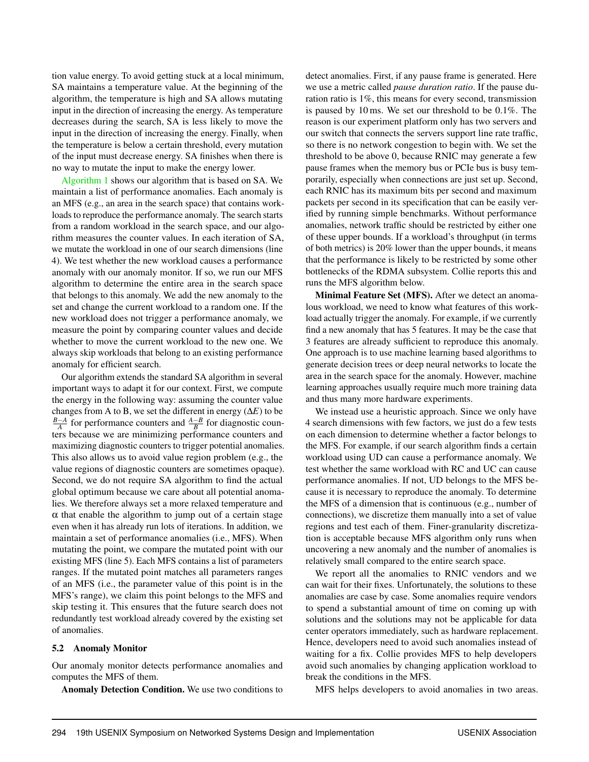tion value energy. To avoid getting stuck at a local minimum, SA maintains a temperature value. At the beginning of the algorithm, the temperature is high and SA allows mutating input in the direction of increasing the energy. As temperature decreases during the search, SA is less likely to move the input in the direction of increasing the energy. Finally, when the temperature is below a certain threshold, every mutation of the input must decrease energy. SA finishes when there is no way to mutate the input to make the energy lower.

Algorithm 1 shows our algorithm that is based on SA. We maintain a list of performance anomalies. Each anomaly is an MFS (e.g., an area in the search space) that contains workloads to reproduce the performance anomaly. The search starts from a random workload in the search space, and our algorithm measures the counter values. In each iteration of SA, we mutate the workload in one of our search dimensions (line 4). We test whether the new workload causes a performance anomaly with our anomaly monitor. If so, we run our MFS algorithm to determine the entire area in the search space that belongs to this anomaly. We add the new anomaly to the set and change the current workload to a random one. If the new workload does not trigger a performance anomaly, we measure the point by comparing counter values and decide whether to move the current workload to the new one. We always skip workloads that belong to an existing performance anomaly for efficient search.

Our algorithm extends the standard SA algorithm in several important ways to adapt it for our context. First, we compute the energy in the following way: assuming the counter value changes from A to B, we set the different in energy ($\Delta E$) to be $\frac{B-A}{A}$ for performance counters and $\frac{A-B}{B}$ for diagnostic counters because we are minimizing performance counters and maximizing diagnostic counters to trigger potential anomalies. This also allows us to avoid value region problem (e.g., the value regions of diagnostic counters are sometimes opaque). Second, we do not require SA algorithm to find the actual global optimum because we care about all potential anomalies. We therefore always set a more relaxed temperature and $\alpha$ that enable the algorithm to jump out of a certain stage even when it has already run lots of iterations. In addition, we maintain a set of performance anomalies (i.e., MFS). When mutating the point, we compare the mutated point with our existing MFS (line 5). Each MFS contains a list of parameters ranges. If the mutated point matches all parameters ranges of an MFS (i.e., the parameter value of this point is in the MFS's range), we claim this point belongs to the MFS and skip testing it. This ensures that the future search does not redundantly test workload already covered by the existing set of anomalies.

### 5.2 Anomaly Monitor

Our anomaly monitor detects performance anomalies and computes the MFS of them.

**Anomaly Detection Condition.** We use two conditions to detect anomalies. First, if any pause frame is generated. Here we use a metric called *pause duration ratio*. If the pause duration ratio is 1%, this means for every second, transmission is paused by 10 ms. We set our threshold to be 0.1%. The reason is our experiment platform only has two servers and our switch that connects the servers support line rate traffic, so there is no network congestion to begin with. We set the threshold to be above 0, because RNIC may generate a few pause frames when the memory bus or PCIe bus is busy temporarily, especially when connections are just set up. Second, each RNIC has its maximum bits per second and maximum packets per second in its specification that can be easily verified by running simple benchmarks. Without performance anomalies, network traffic should be restricted by either one of these upper bounds. If a workload's throughput (in terms of both metrics) is 20% lower than the upper bounds, it means that the performance is likely to be restricted by some other bottlenecks of the RDMA subsystem. Collie reports this and runs the MFS algorithm below.

**Minimal Feature Set (MFS).** After we detect an anomalous workload, we need to know what features of this workload actually trigger the anomaly. For example, if we currently find a new anomaly that has 5 features. It may be the case that 3 features are already sufficient to reproduce this anomaly. One approach is to use machine learning based algorithms to generate decision trees or deep neural networks to locate the area in the search space for the anomaly. However, machine learning approaches usually require much more training data and thus many more hardware experiments.

We instead use a heuristic approach. Since we only have 4 search dimensions with few factors, we just do a few tests on each dimension to determine whether a factor belongs to the MFS. For example, if our search algorithm finds a certain workload using UD can cause a performance anomaly. We test whether the same workload with RC and UC can cause performance anomalies. If not, UD belongs to the MFS because it is necessary to reproduce the anomaly. To determine the MFS of a dimension that is continuous (e.g., number of connections), we discretize them manually into a set of value regions and test each of them. Finer-granularity discretization is acceptable because MFS algorithm only runs when uncovering a new anomaly and the number of anomalies is relatively small compared to the entire search space.

We report all the anomalies to RNIC vendors and we can wait for their fixes. Unfortunately, the solutions to these anomalies are case by case. Some anomalies require vendors to spend a substantial amount of time on coming up with solutions and the solutions may not be applicable for data center operators immediately, such as hardware replacement. Hence, developers need to avoid such anomalies instead of waiting for a fix. Collie provides MFS to help developers avoid such anomalies by changing application workload to break the conditions in the MFS.

MFS helps developers to avoid anomalies in two areas.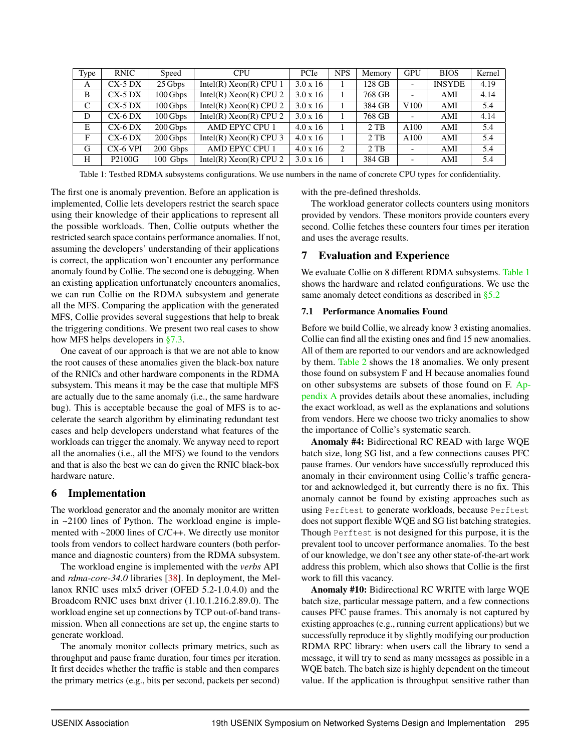| Type | RNIC | Speed | CPU | PCIe | NPS | Memory | GPU | BIOS | Kernel |
|---|---|---|---|---|---|---|---|---|---|
| A | CX-5 DX | 25 Gbps | Intel(R) Xeon(R) CPU 1 | 3.0 x 16 | 1 | 128 GB | - | INSYDE | 4.19 |
| B | CX-5 DX | 100 Gbps | Intel(R) Xeon(R) CPU 2 | 3.0 x 16 | 1 | 768 GB | - | AMI | 4.14 |
| C | CX-5 DX | 100 Gbps | Intel(R) Xeon(R) CPU 2 | 3.0 x 16 | 1 | 384 GB | V100 | AMI | 5.4 |
| D | CX-6 DX | 100 Gbps | Intel(R) Xeon(R) CPU 2 | 3.0 x 16 | 1 | 768 GB | - | AMI | 4.14 |
| E | CX-6 DX | 200 Gbps | AMD EPYC CPU 1 | 4.0 x 16 | 1 | 2 TB | A100 | AMI | 5.4 |
| F | CX-6 DX | 200 Gbps | Intel(R) Xeon(R) CPU 3 | 4.0 x 16 | 1 | 2 TB | A100 | AMI | 5.4 |
| G | CX-6 VPI | 200 Gbps | AMD EPYC CPU 1 | 4.0 x 16 | 2 | 2 TB | - | AMI | 5.4 |
| H | P2100G | 100 Gbps | Intel(R) Xeon(R) CPU 2 | 3.0 x 16 | 1 | 384 GB | - | AMI | 5.4 |

Table 1: Testbed RDMA subsystems configurations. We use numbers in the name of concrete CPU types for confidentiality.

The first one is anomaly prevention. Before an application is implemented, Collie lets developers restrict the search space using their knowledge of their applications to represent all the possible workloads. Then, Collie outputs whether the restricted search space contains performance anomalies. If not, assuming the developers' understanding of their applications is correct, the application won't encounter any performance anomaly found by Collie. The second one is debugging. When an existing application unfortunately encounters anomalies, we can run Collie on the RDMA subsystem and generate all the MFS. Comparing the application with the generated MFS, Collie provides several suggestions that help to break the triggering conditions. We present two real cases to show how MFS helps developers in §7.3.

One caveat of our approach is that we are not able to know the root causes of these anomalies given the black-box nature of the RNICs and other hardware components in the RDMA subsystem. This means it may be the case that multiple MFS are actually due to the same anomaly (i.e., the same hardware bug). This is acceptable because the goal of MFS is to accelerate the search algorithm by eliminating redundant test cases and help developers understand what features of the workloads can trigger the anomaly. We anyway need to report all the anomalies (i.e., all the MFS) we found to the vendors and that is also the best we can do given the RNIC black-box hardware nature.

## 6 Implementation

The workload generator and the anomaly monitor are written in ~2100 lines of Python. The workload engine is implemented with ~2000 lines of C/C++. We directly use monitor tools from vendors to collect hardware counters (both performance and diagnostic counters) from the RDMA subsystem.

The workload engine is implemented with the *verbs* API and *rdma-core-34.0* libraries [38]. In deployment, the Mellanox RNIC uses mlx5 driver (OFED 5.2-1.0.4.0) and the Broadcom RNIC uses bnxt driver (1.10.1.216.2.89.0). The workload engine set up connections by TCP out-of-band transmission. When all connections are set up, the engine starts to generate workload.

The anomaly monitor collects primary metrics, such as throughput and pause frame duration, four times per iteration. It first decides whether the traffic is stable and then compares the primary metrics (e.g., bits per second, packets per second) with the pre-defined thresholds.

The workload generator collects counters using monitors provided by vendors. These monitors provide counters every second. Collie fetches these counters four times per iteration and uses the average results.

## 7 Evaluation and Experience

We evaluate Collie on 8 different RDMA subsystems. Table 1 shows the hardware and related configurations. We use the same anomaly detect conditions as described in §5.2

### 7.1 Performance Anomalies Found

Before we build Collie, we already know 3 existing anomalies. Collie can find all the existing ones and find 15 new anomalies. All of them are reported to our vendors and are acknowledged by them. Table 2 shows the 18 anomalies. We only present those found on subsystem F and H because anomalies found on other subsystems are subsets of those found on F. Appendix A provides details about these anomalies, including the exact workload, as well as the explanations and solutions from vendors. Here we choose two tricky anomalies to show the importance of Collie's systematic search.

**Anomaly #4:** Bidirectional RC READ with large WQE batch size, long SG list, and a few connections causes PFC pause frames. Our vendors have successfully reproduced this anomaly in their environment using Collie's traffic generator and acknowledged it, but currently there is no fix. This anomaly cannot be found by existing approaches such as using `Perftest` to generate workloads, because `Perftest` does not support flexible WQE and SG list batching strategies. Though `Perftest` is not designed for this purpose, it is the prevalent tool to uncover performance anomalies. To the best of our knowledge, we don't see any other state-of-the-art work address this problem, which also shows that Collie is the first work to fill this vacancy.

**Anomaly #10:** Bidirectional RC WRITE with large WQE batch size, particular message pattern, and a few connections causes PFC pause frames. This anomaly is not captured by existing approaches (e.g., running current applications) but we successfully reproduce it by slightly modifying our production RDMA RPC library: when users call the library to send a message, it will try to send as many messages as possible in a WQE batch. The batch size is highly dependent on the timeout value. If the application is throughput sensitive rather than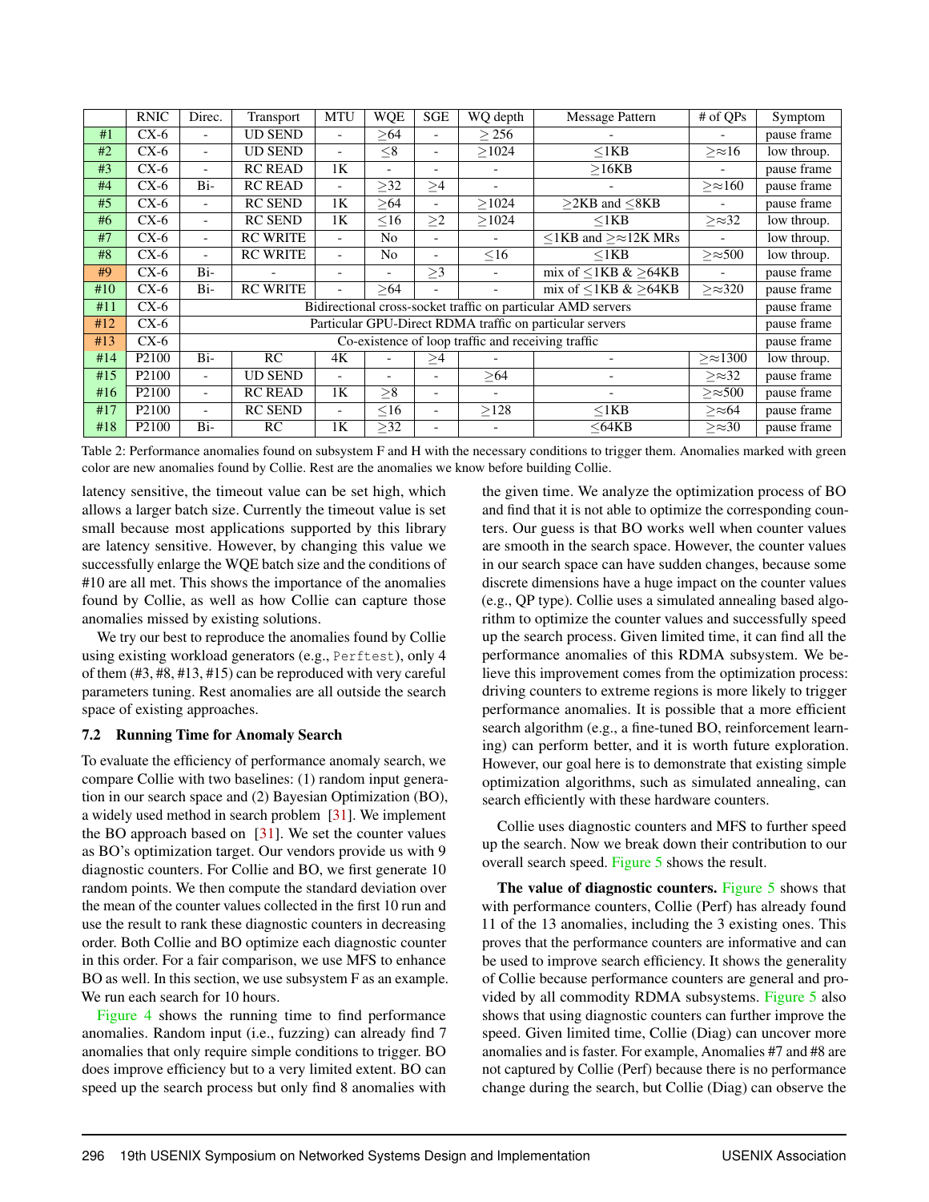| | RNIC | Direc. | Transport | MTU | WQE | SGE | WQ depth | Message Pattern | # of QPs | Symptom |
|---|---|---|---|---|---|---|---|---|---|---|
| #1 | CX-6 | - | UD SEND | - | $\geq$64 | - | $\geq$ 256 | - | - | pause frame |
| #2 | CX-6 | - | UD SEND | - | $\leq$8 | - | $\geq$1024 | $\leq$1KB | $\geq\approx$16 | low throup. |
| #3 | CX-6 | - | RC READ | 1K | - | - | - | $\geq$16KB | - | pause frame |
| #4 | CX-6 | Bi- | RC READ | - | $\geq$32 | $\geq$4 | - | - | $\geq\approx$160 | pause frame |
| #5 | CX-6 | - | RC SEND | 1K | $\geq$64 | - | $\geq$1024 | $\geq$2KB and $\leq$8KB | - | pause frame |
| #6 | CX-6 | - | RC SEND | 1K | $\leq$16 | $\geq$2 | $\geq$1024 | $\leq$1KB | $\geq\approx$32 | low throup. |
| #7 | CX-6 | - | RC WRITE | - | No | - | - | $\leq$1KB and $\geq\approx$12K MRs | - | low throup. |
| #8 | CX-6 | - | RC WRITE | - | No | - | $\leq$16 | $\leq$1KB | $\geq\approx$500 | low throup. |
| #9 | CX-6 | Bi- | - | - | - | $\geq$3 | - | mix of $\leq$1KB & $\geq$64KB | - | pause frame |
| #10 | CX-6 | Bi- | RC WRITE | - | $\geq$64 | - | - | mix of $\leq$1KB & $\geq$64KB | $\geq\approx$320 | pause frame |
| #11 | CX-6 | Bidirectional cross-socket traffic on particular AMD servers | | | | | | | | pause frame |
| #12 | CX-6 | Particular GPU-Direct RDMA traffic on particular servers | | | | | | | | pause frame |
| #13 | CX-6 | Co-existence of loop traffic and receiving traffic | | | | | | | | pause frame |
| #14 | P2100 | Bi- | RC | 4K | - | $\geq$4 | - | - | $\geq\approx$1300 | low throup. |
| #15 | P2100 | - | UD SEND | - | - | - | $\geq$64 | - | $\geq\approx$32 | pause frame |
| #16 | P2100 | - | RC READ | 1K | $\geq$8 | - | - | - | $\geq\approx$500 | pause frame |
| #17 | P2100 | - | RC SEND | - | $\leq$16 | - | $\geq$128 | $\leq$1KB | $\geq\approx$64 | pause frame |
| #18 | P2100 | Bi- | RC | 1K | $\geq$32 | - | - | $\leq$64KB | $\geq\approx$30 | pause frame |

Table 2: Performance anomalies found on subsystem F and H with the necessary conditions to trigger them. Anomalies marked with green color are new anomalies found by Collie. Rest are the anomalies we know before building Collie.

latency sensitive, the timeout value can be set high, which allows a larger batch size. Currently the timeout value is set small because most applications supported by this library are latency sensitive. However, by changing this value we successfully enlarge the WQE batch size and the conditions of #10 are all met. This shows the importance of the anomalies found by Collie, as well as how Collie can capture those anomalies missed by existing solutions.

We try our best to reproduce the anomalies found by Collie using existing workload generators (e.g., `Perftest`), only 4 of them (#3, #8, #13, #15) can be reproduced with very careful parameters tuning. Rest anomalies are all outside the search space of existing approaches.

### 7.2 Running Time for Anomaly Search

To evaluate the efficiency of performance anomaly search, we compare Collie with two baselines: (1) random input generation in our search space and (2) Bayesian Optimization (BO), a widely used method in search problem [31]. We implement the BO approach based on [31]. We set the counter values as BO's optimization target. Our vendors provide us with 9 diagnostic counters. For Collie and BO, we first generate 10 random points. We then compute the standard deviation over the mean of the counter values collected in the first 10 run and use the result to rank these diagnostic counters in decreasing order. Both Collie and BO optimize each diagnostic counter in this order. For a fair comparison, we use MFS to enhance BO as well. In this section, we use subsystem F as an example. We run each search for 10 hours.

Figure 4 shows the running time to find performance anomalies. Random input (i.e., fuzzing) can already find 7 anomalies that only require simple conditions to trigger. BO does improve efficiency but to a very limited extent. BO can speed up the search process but only find 8 anomalies with the given time. We analyze the optimization process of BO and find that it is not able to optimize the corresponding counters. Our guess is that BO works well when counter values are smooth in the search space. However, the counter values in our search space can have sudden changes, because some discrete dimensions have a huge impact on the counter values (e.g., QP type). Collie uses a simulated annealing based algorithm to optimize the counter values and successfully speed up the search process. Given limited time, it can find all the performance anomalies of this RDMA subsystem. We believe this improvement comes from the optimization process: driving counters to extreme regions is more likely to trigger performance anomalies. It is possible that a more efficient search algorithm (e.g., a fine-tuned BO, reinforcement learning) can perform better, and it is worth future exploration. However, our goal here is to demonstrate that existing simple optimization algorithms, such as simulated annealing, can search efficiently with these hardware counters.

Collie uses diagnostic counters and MFS to further speed up the search. Now we break down their contribution to our overall search speed. Figure 5 shows the result.

**The value of diagnostic counters.** Figure 5 shows that with performance counters, Collie (Perf) has already found 11 of the 13 anomalies, including the 3 existing ones. This proves that the performance counters are informative and can be used to improve search efficiency. It shows the generality of Collie because performance counters are general and provided by all commodity RDMA subsystems. Figure 5 also shows that using diagnostic counters can further improve the speed. Given limited time, Collie (Diag) can uncover more anomalies and is faster. For example, Anomalies #7 and #8 are not captured by Collie (Perf) because there is no performance change during the search, but Collie (Diag) can observe the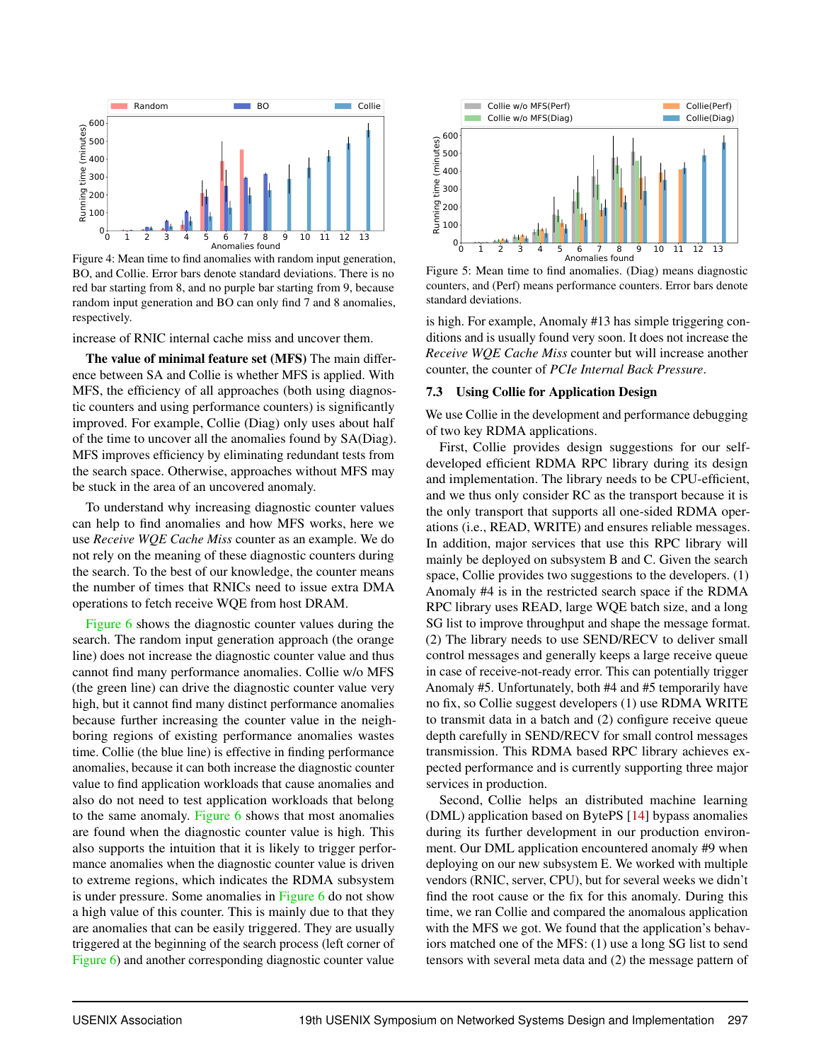Figure 4: Mean time to find anomalies with random input generation, BO, and Collie. Error bars denote standard deviations. There is no red bar starting from 8, and no purple bar starting from 9, because random input generation and BO can only find 7 and 8 anomalies, respectively.

Figure 5: Mean time to find anomalies. (Diag) means diagnostic counters, and (Perf) means performance counters. Error bars denote standard deviations.

increase of RNIC internal cache miss and uncover them.

**The value of minimal feature set (MFS)** The main difference between SA and Collie is whether MFS is applied. With MFS, the efficiency of all approaches (both using diagnostic counters and using performance counters) is significantly improved. For example, Collie (Diag) only uses about half of the time to uncover all the anomalies found by SA(Diag). MFS improves efficiency by eliminating redundant tests from the search space. Otherwise, approaches without MFS may be stuck in the area of an uncovered anomaly.

To understand why increasing diagnostic counter values can help to find anomalies and how MFS works, here we use *Receive WQE Cache Miss* counter as an example. We do not rely on the meaning of these diagnostic counters during the search. To the best of our knowledge, the counter means the number of times that RNICs need to issue extra DMA operations to fetch receive WQE from host DRAM.

Figure 6 shows the diagnostic counter values during the search. The random input generation approach (the orange line) does not increase the diagnostic counter value and thus cannot find many performance anomalies. Collie w/o MFS (the green line) can drive the diagnostic counter value very high, but it cannot find many distinct performance anomalies because further increasing the counter value in the neighboring regions of existing performance anomalies wastes time. Collie (the blue line) is effective in finding performance anomalies, because it can both increase the diagnostic counter value to find application workloads that cause anomalies and also do not need to test application workloads that belong to the same anomaly. Figure 6 shows that most anomalies are found when the diagnostic counter value is high. This also supports the intuition that it is likely to trigger performance anomalies when the diagnostic counter value is driven to extreme regions, which indicates the RDMA subsystem is under pressure. Some anomalies in Figure 6 do not show a high value of this counter. This is mainly due to that they are anomalies that can be easily triggered. They are usually triggered at the beginning of the search process (left corner of Figure 6) and another corresponding diagnostic counter value is high. For example, Anomaly #13 has simple triggering conditions and is usually found very soon. It does not increase the *Receive WQE Cache Miss* counter but will increase another counter, the counter of *PCIe Internal Back Pressure*.

### 7.3 Using Collie for Application Design

We use Collie in the development and performance debugging of two key RDMA applications.

First, Collie provides design suggestions for our self-developed efficient RDMA RPC library during its design and implementation. The library needs to be CPU-efficient, and we thus only consider RC as the transport because it is the only transport that supports all one-sided RDMA operations (i.e., READ, WRITE) and ensures reliable messages. In addition, major services that use this RPC library will mainly be deployed on subsystem B and C. Given the search space, Collie provides two suggestions to the developers. (1) Anomaly #4 is in the restricted search space if the RDMA RPC library uses READ, large WQE batch size, and a long SG list to improve throughput and shape the message format. (2) The library needs to use SEND/RECV to deliver small control messages and generally keeps a large receive queue in case of receive-not-ready error. This can potentially trigger Anomaly #5. Unfortunately, both #4 and #5 temporarily have no fix, so Collie suggest developers (1) use RDMA WRITE to transmit data in a batch and (2) configure receive queue depth carefully in SEND/RECV for small control messages transmission. This RDMA based RPC library achieves expected performance and is currently supporting three major services in production.

Second, Collie helps an distributed machine learning (DML) application based on BytePS [14] bypass anomalies during its further development in our production environment. Our DML application encountered anomaly #9 when deploying on our new subsystem E. We worked with multiple vendors (RNIC, server, CPU), but for several weeks we didn't find the root cause or the fix for this anomaly. During this time, we ran Collie and compared the anomalous application with the MFS we got. We found that the application's behaviors matched one of the MFS: (1) use a long SG list to send tensors with several meta data and (2) the message pattern of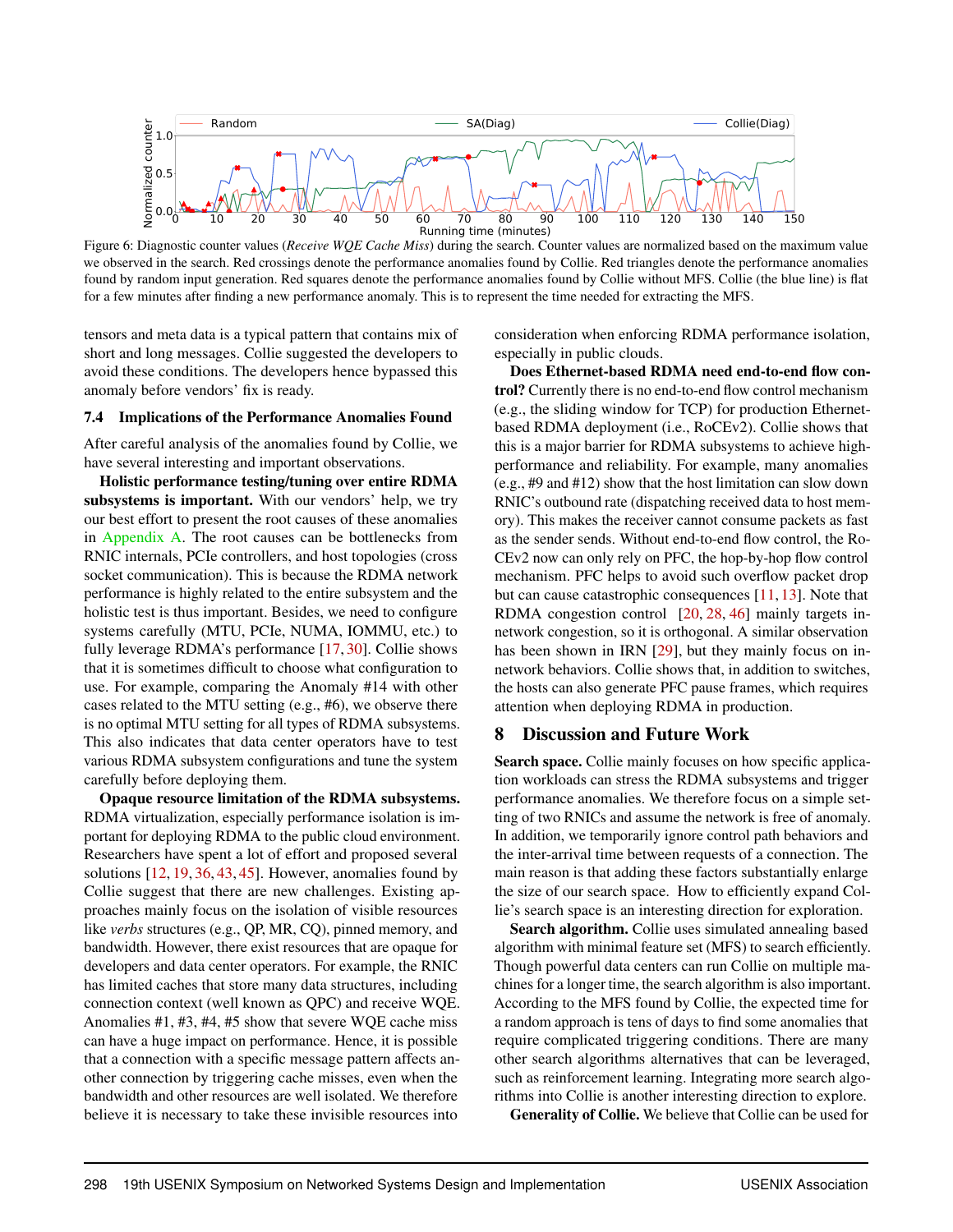Figure 6: Diagnostic counter values (*Receive WQE Cache Miss*) during the search. Counter values are normalized based on the maximum value we observed in the search. Red crossings denote the performance anomalies found by Collie. Red triangles denote the performance anomalies found by random input generation. Red squares denote the performance anomalies found by Collie without MFS. Collie (the blue line) is flat for a few minutes after finding a new performance anomaly. This is to represent the time needed for extracting the MFS.

tensors and meta data is a typical pattern that contains mix of short and long messages. Collie suggested the developers to avoid these conditions. The developers hence bypassed this anomaly before vendors' fix is ready.

### 7.4 Implications of the Performance Anomalies Found

After careful analysis of the anomalies found by Collie, we have several interesting and important observations.

**Holistic performance testing/tuning over entire RDMA subsystems is important.** With our vendors' help, we try our best effort to present the root causes of these anomalies in Appendix A. The root causes can be bottlenecks from RNIC internals, PCIe controllers, and host topologies (cross socket communication). This is because the RDMA network performance is highly related to the entire subsystem and the holistic test is thus important. Besides, we need to configure systems carefully (MTU, PCIe, NUMA, IOMMU, etc.) to fully leverage RDMA's performance [17, 30]. Collie shows that it is sometimes difficult to choose what configuration to use. For example, comparing the Anomaly #14 with other cases related to the MTU setting (e.g., #6), we observe there is no optimal MTU setting for all types of RDMA subsystems. This also indicates that data center operators have to test various RDMA subsystem configurations and tune the system carefully before deploying them.

**Opaque resource limitation of the RDMA subsystems.** RDMA virtualization, especially performance isolation is important for deploying RDMA to the public cloud environment. Researchers have spent a lot of effort and proposed several solutions [12, 19, 36, 43, 45]. However, anomalies found by Collie suggest that there are new challenges. Existing approaches mainly focus on the isolation of visible resources like *verbs* structures (e.g., QP, MR, CQ), pinned memory, and bandwidth. However, there exist resources that are opaque for developers and data center operators. For example, the RNIC has limited caches that store many data structures, including connection context (well known as QPC) and receive WQE. Anomalies #1, #3, #4, #5 show that severe WQE cache miss can have a huge impact on performance. Hence, it is possible that a connection with a specific message pattern affects another connection by triggering cache misses, even when the bandwidth and other resources are well isolated. We therefore believe it is necessary to take these invisible resources into consideration when enforcing RDMA performance isolation, especially in public clouds.

**Does Ethernet-based RDMA need end-to-end flow control?** Currently there is no end-to-end flow control mechanism (e.g., the sliding window for TCP) for production Ethernet-based RDMA deployment (i.e., RoCEv2). Collie shows that this is a major barrier for RDMA subsystems to achieve high-performance and reliability. For example, many anomalies (e.g., #9 and #12) show that the host limitation can slow down RNIC's outbound rate (dispatching received data to host memory). This makes the receiver cannot consume packets as fast as the sender sends. Without end-to-end flow control, the RoCEv2 now can only rely on PFC, the hop-by-hop flow control mechanism. PFC helps to avoid such overflow packet drop but can cause catastrophic consequences [11, 13]. Note that RDMA congestion control [20, 28, 46] mainly targets in-network congestion, so it is orthogonal. A similar observation has been shown in IRN [29], but they mainly focus on in-network behaviors. Collie shows that, in addition to switches, the hosts can also generate PFC pause frames, which requires attention when deploying RDMA in production.

## 8 Discussion and Future Work

**Search space.** Collie mainly focuses on how specific application workloads can stress the RDMA subsystems and trigger performance anomalies. We therefore focus on a simple setting of two RNICs and assume the network is free of anomaly. In addition, we temporarily ignore control path behaviors and the inter-arrival time between requests of a connection. The main reason is that adding these factors substantially enlarge the size of our search space. How to efficiently expand Collie's search space is an interesting direction for exploration.

**Search algorithm.** Collie uses simulated annealing based algorithm with minimal feature set (MFS) to search efficiently. Though powerful data centers can run Collie on multiple machines for a longer time, the search algorithm is also important. According to the MFS found by Collie, the expected time for a random approach is tens of days to find some anomalies that require complicated triggering conditions. There are many other search algorithms alternatives that can be leveraged, such as reinforcement learning. Integrating more search algorithms into Collie is another interesting direction to explore.

**Generality of Collie.** We believe that Collie can be used for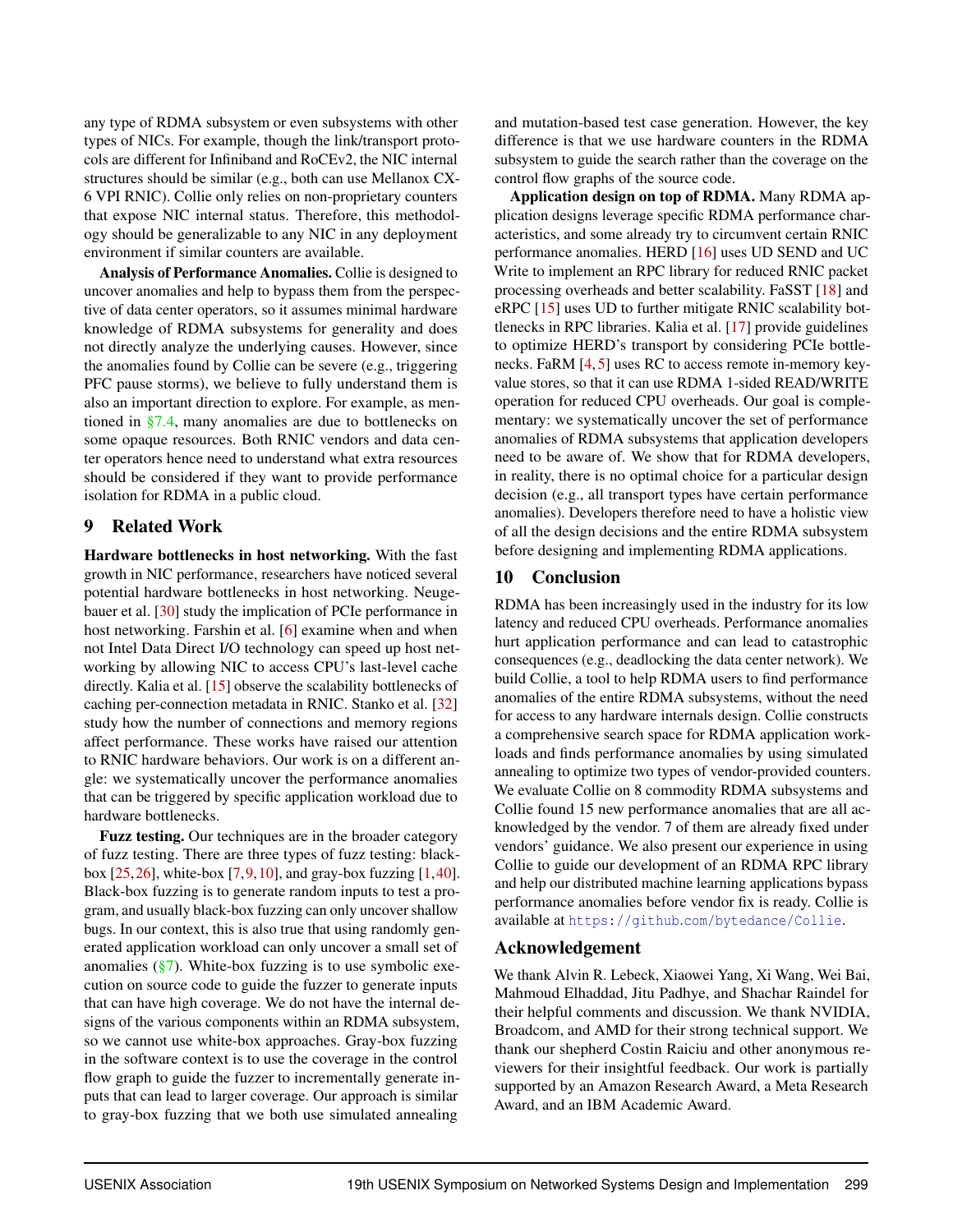any type of RDMA subsystem or even subsystems with other types of NICs. For example, though the link/transport protocols are different for Infiniband and RoCEv2, the NIC internal structures should be similar (e.g., both can use Mellanox CX-6 VPI RNIC). Collie only relies on non-proprietary counters that expose NIC internal status. Therefore, this methodology should be generalizable to any NIC in any deployment environment if similar counters are available.

**Analysis of Performance Anomalies.** Collie is designed to uncover anomalies and help to bypass them from the perspective of data center operators, so it assumes minimal hardware knowledge of RDMA subsystems for generality and does not directly analyze the underlying causes. However, since the anomalies found by Collie can be severe (e.g., triggering PFC pause storms), we believe to fully understand them is also an important direction to explore. For example, as mentioned in §7.4, many anomalies are due to bottlenecks on some opaque resources. Both RNIC vendors and data center operators hence need to understand what extra resources should be considered if they want to provide performance isolation for RDMA in a public cloud.

## 9 Related Work

**Hardware bottlenecks in host networking.** With the fast growth in NIC performance, researchers have noticed several potential hardware bottlenecks in host networking. Neugebauer et al. [30] study the implication of PCIe performance in host networking. Farshin et al. [6] examine when and when not Intel Data Direct I/O technology can speed up host networking by allowing NIC to access CPU's last-level cache directly. Kalia et al. [15] observe the scalability bottlenecks of caching per-connection metadata in RNIC. Stanko et al. [32] study how the number of connections and memory regions affect performance. These works have raised our attention to RNIC hardware behaviors. Our work is on a different angle: we systematically uncover the performance anomalies that can be triggered by specific application workload due to hardware bottlenecks.

**Fuzz testing.** Our techniques are in the broader category of fuzz testing. There are three types of fuzz testing: black-box [25,26], white-box [7,9,10], and gray-box fuzzing [1,40]. Black-box fuzzing is to generate random inputs to test a program, and usually black-box fuzzing can only uncover shallow bugs. In our context, this is also true that using randomly generated application workload can only uncover a small set of anomalies (§7). White-box fuzzing is to use symbolic execution on source code to guide the fuzzer to generate inputs that can have high coverage. We do not have the internal designs of the various components within an RDMA subsystem, so we cannot use white-box approaches. Gray-box fuzzing in the software context is to use the coverage in the control flow graph to guide the fuzzer to incrementally generate inputs that can lead to larger coverage. Our approach is similar to gray-box fuzzing that we both use simulated annealing and mutation-based test case generation. However, the key difference is that we use hardware counters in the RDMA subsystem to guide the search rather than the coverage on the control flow graphs of the source code.

**Application design on top of RDMA.** Many RDMA application designs leverage specific RDMA performance characteristics, and some already try to circumvent certain RNIC performance anomalies. HERD [16] uses UD SEND and UC Write to implement an RPC library for reduced RNIC packet processing overheads and better scalability. FaSST [18] and eRPC [15] uses UD to further mitigate RNIC scalability bottlenecks in RPC libraries. Kalia et al. [17] provide guidelines to optimize HERD's transport by considering PCIe bottlenecks. FaRM [4,5] uses RC to access remote in-memory key-value stores, so that it can use RDMA 1-sided READ/WRITE operation for reduced CPU overheads. Our goal is complementary: we systematically uncover the set of performance anomalies of RDMA subsystems that application developers need to be aware of. We show that for RDMA developers, in reality, there is no optimal choice for a particular design decision (e.g., all transport types have certain performance anomalies). Developers therefore need to have a holistic view of all the design decisions and the entire RDMA subsystem before designing and implementing RDMA applications.

## 10 Conclusion

RDMA has been increasingly used in the industry for its low latency and reduced CPU overheads. Performance anomalies hurt application performance and can lead to catastrophic consequences (e.g., deadlocking the data center network). We build Collie, a tool to help RDMA users to find performance anomalies of the entire RDMA subsystems, without the need for access to any hardware internals design. Collie constructs a comprehensive search space for RDMA application workloads and finds performance anomalies by using simulated annealing to optimize two types of vendor-provided counters. We evaluate Collie on 8 commodity RDMA subsystems and Collie found 15 new performance anomalies that are all acknowledged by the vendor. 7 of them are already fixed under vendors' guidance. We also present our experience in using Collie to guide our development of an RDMA RPC library and help our distributed machine learning applications bypass performance anomalies before vendor fix is ready. Collie is available at https://github.com/bytedance/Collie.

## Acknowledgement

We thank Alvin R. Lebeck, Xiaowei Yang, Xi Wang, Wei Bai, Mahmoud Elhaddad, Jitu Padhye, and Shachar Raindel for their helpful comments and discussion. We thank NVIDIA, Broadcom, and AMD for their strong technical support. We thank our shepherd Costin Raiciu and other anonymous reviewers for their insightful feedback. Our work is partially supported by an Amazon Research Award, a Meta Research Award, and an IBM Academic Award.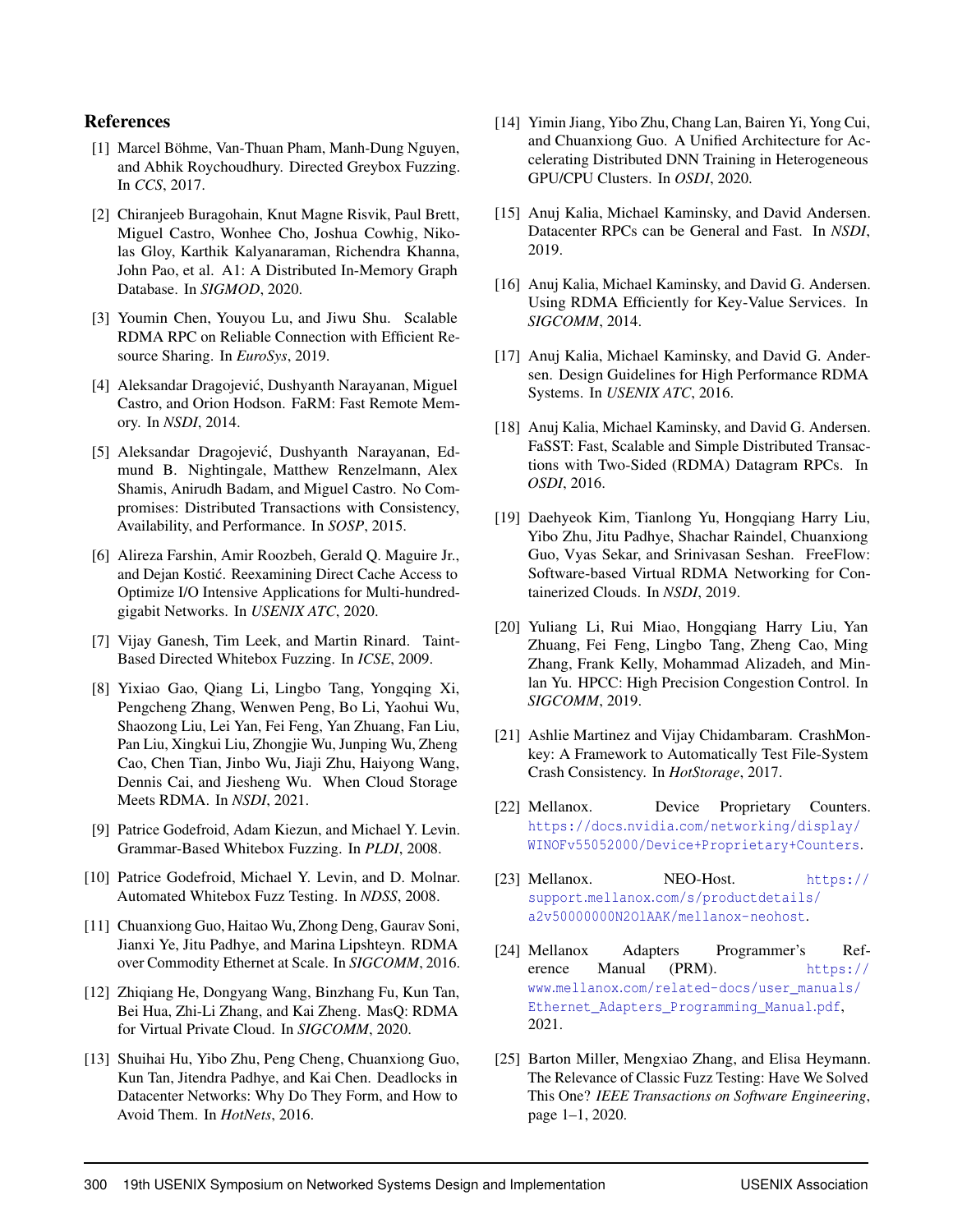## References

[1] Marcel Böhme, Van-Thuan Pham, Manh-Dung Nguyen, and Abhik Roychoudhury. Directed Greybox Fuzzing. In *CCS*, 2017.

[2] Chiranjeeb Buragohain, Knut Magne Risvik, Paul Brett, Miguel Castro, Wonhee Cho, Joshua Cowhig, Nikolas Gloy, Karthik Kalyanaraman, Richendra Khanna, John Pao, et al. A1: A Distributed In-Memory Graph Database. In *SIGMOD*, 2020.

[3] Youmin Chen, Youyou Lu, and Jiwu Shu. Scalable RDMA RPC on Reliable Connection with Efficient Resource Sharing. In *EuroSys*, 2019.

[4] Aleksandar Dragojević, Dushyanth Narayanan, Miguel Castro, and Orion Hodson. FaRM: Fast Remote Memory. In *NSDI*, 2014.

[5] Aleksandar Dragojević, Dushyanth Narayanan, Edmund B. Nightingale, Matthew Renzelmann, Alex Shamis, Anirudh Badam, and Miguel Castro. No Compromises: Distributed Transactions with Consistency, Availability, and Performance. In *SOSP*, 2015.

[6] Alireza Farshin, Amir Roozbeh, Gerald Q. Maguire Jr., and Dejan Kostić. Reexamining Direct Cache Access to Optimize I/O Intensive Applications for Multi-hundred-gigabit Networks. In *USENIX ATC*, 2020.

[7] Vijay Ganesh, Tim Leek, and Martin Rinard. Taint-Based Directed Whitebox Fuzzing. In *ICSE*, 2009.

[8] Yixiao Gao, Qiang Li, Lingbo Tang, Yongqing Xi, Pengcheng Zhang, Wenwen Peng, Bo Li, Yaohui Wu, Shaozong Liu, Lei Yan, Fei Feng, Yan Zhuang, Fan Liu, Pan Liu, Xingkui Liu, Zhongjie Wu, Junping Wu, Zheng Cao, Chen Tian, Jinbo Wu, Jiaji Zhu, Haiyong Wang, Dennis Cai, and Jiesheng Wu. When Cloud Storage Meets RDMA. In *NSDI*, 2021.

[9] Patrice Godefroid, Adam Kiezun, and Michael Y. Levin. Grammar-Based Whitebox Fuzzing. In *PLDI*, 2008.

[10] Patrice Godefroid, Michael Y. Levin, and D. Molnar. Automated Whitebox Fuzz Testing. In *NDSS*, 2008.

[11] Chuanxiong Guo, Haitao Wu, Zhong Deng, Gaurav Soni, Jianxi Ye, Jitu Padhye, and Marina Lipshteyn. RDMA over Commodity Ethernet at Scale. In *SIGCOMM*, 2016.

[12] Zhiqiang He, Dongyang Wang, Binzhang Fu, Kun Tan, Bei Hua, Zhi-Li Zhang, and Kai Zheng. MasQ: RDMA for Virtual Private Cloud. In *SIGCOMM*, 2020.

[13] Shuihai Hu, Yibo Zhu, Peng Cheng, Chuanxiong Guo, Kun Tan, Jitendra Padhye, and Kai Chen. Deadlocks in Datacenter Networks: Why Do They Form, and How to Avoid Them. In *HotNets*, 2016.

[14] Yimin Jiang, Yibo Zhu, Chang Lan, Bairen Yi, Yong Cui, and Chuanxiong Guo. A Unified Architecture for Accelerating Distributed DNN Training in Heterogeneous GPU/CPU Clusters. In *OSDI*, 2020.

[15] Anuj Kalia, Michael Kaminsky, and David Andersen. Datacenter RPCs can be General and Fast. In *NSDI*, 2019.

[16] Anuj Kalia, Michael Kaminsky, and David G. Andersen. Using RDMA Efficiently for Key-Value Services. In *SIGCOMM*, 2014.

[17] Anuj Kalia, Michael Kaminsky, and David G. Andersen. Design Guidelines for High Performance RDMA Systems. In *USENIX ATC*, 2016.

[18] Anuj Kalia, Michael Kaminsky, and David G. Andersen. FaSST: Fast, Scalable and Simple Distributed Transactions with Two-Sided (RDMA) Datagram RPCs. In *OSDI*, 2016.

[19] Daehyeok Kim, Tianlong Yu, Hongqiang Harry Liu, Yibo Zhu, Jitu Padhye, Shachar Raindel, Chuanxiong Guo, Vyas Sekar, and Srinivasan Seshan. FreeFlow: Software-based Virtual RDMA Networking for Containerized Clouds. In *NSDI*, 2019.

[20] Yuliang Li, Rui Miao, Hongqiang Harry Liu, Yan Zhuang, Fei Feng, Lingbo Tang, Zheng Cao, Ming Zhang, Frank Kelly, Mohammad Alizadeh, and Minlan Yu. HPCC: High Precision Congestion Control. In *SIGCOMM*, 2019.

[21] Ashlie Martinez and Vijay Chidambaram. CrashMonkey: A Framework to Automatically Test File-System Crash Consistency. In *HotStorage*, 2017.

[22] Mellanox. Device Proprietary Counters. https://docs.nvidia.com/networking/display/WINOFv55052000/Device+Proprietary+Counters.

[23] Mellanox. NEO-Host. https://support.mellanox.com/s/productdetails/a2v50000000N2OlAAK/mellanox-neohost.

[24] Mellanox Adapters Programmer's Reference Manual (PRM). https://www.mellanox.com/related-docs/user_manuals/Ethernet_Adapters_Programming_Manual.pdf, 2021.

[25] Barton Miller, Mengxiao Zhang, and Elisa Heymann. The Relevance of Classic Fuzz Testing: Have We Solved This One? *IEEE Transactions on Software Engineering*, page 1–1, 2020.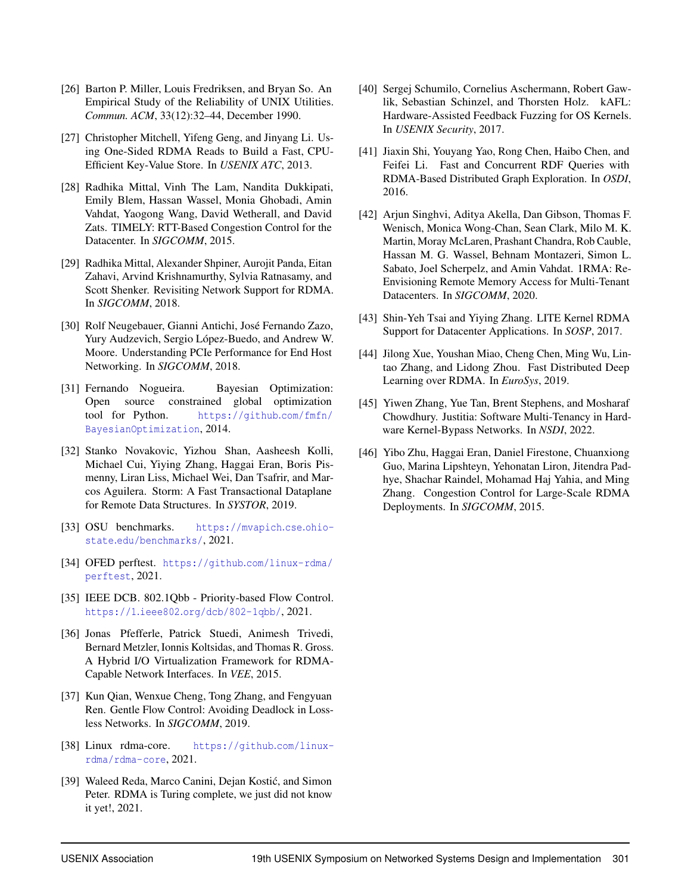[26] Barton P. Miller, Louis Fredriksen, and Bryan So. An Empirical Study of the Reliability of UNIX Utilities. *Commun. ACM*, 33(12):32–44, December 1990.

[27] Christopher Mitchell, Yifeng Geng, and Jinyang Li. Using One-Sided RDMA Reads to Build a Fast, CPU-Efficient Key-Value Store. In *USENIX ATC*, 2013.

[28] Radhika Mittal, Vinh The Lam, Nandita Dukkipati, Emily Blem, Hassan Wassel, Monia Ghobadi, Amin Vahdat, Yaogong Wang, David Wetherall, and David Zats. TIMELY: RTT-Based Congestion Control for the Datacenter. In *SIGCOMM*, 2015.

[29] Radhika Mittal, Alexander Shpiner, Aurojit Panda, Eitan Zahavi, Arvind Krishnamurthy, Sylvia Ratnasamy, and Scott Shenker. Revisiting Network Support for RDMA. In *SIGCOMM*, 2018.

[30] Rolf Neugebauer, Gianni Antichi, José Fernando Zazo, Yury Audzevich, Sergio López-Buedo, and Andrew W. Moore. Understanding PCIe Performance for End Host Networking. In *SIGCOMM*, 2018.

[31] Fernando Nogueira. Bayesian Optimization: Open source constrained global optimization tool for Python. https://github.com/fmfn/BayesianOptimization, 2014.

[32] Stanko Novakovic, Yizhou Shan, Aasheesh Kolli, Michael Cui, Yiying Zhang, Haggai Eran, Boris Pismenny, Liran Liss, Michael Wei, Dan Tsafrir, and Marcos Aguilera. Storm: A Fast Transactional Dataplane for Remote Data Structures. In *SYSTOR*, 2019.

[33] OSU benchmarks. https://mvapich.cse.ohio-state.edu/benchmarks/, 2021.

[34] OFED perftest. https://github.com/linux-rdma/perftest, 2021.

[35] IEEE DCB. 802.1Qbb - Priority-based Flow Control. https://1.ieee802.org/dcb/802-1qbb/, 2021.

[36] Jonas Pfefferle, Patrick Stuedi, Animesh Trivedi, Bernard Metzler, Ionnis Koltsidas, and Thomas R. Gross. A Hybrid I/O Virtualization Framework for RDMA-Capable Network Interfaces. In *VEE*, 2015.

[37] Kun Qian, Wenxue Cheng, Tong Zhang, and Fengyuan Ren. Gentle Flow Control: Avoiding Deadlock in Lossless Networks. In *SIGCOMM*, 2019.

[38] Linux rdma-core. https://github.com/linux-rdma/rdma-core, 2021.

[39] Waleed Reda, Marco Canini, Dejan Kostić, and Simon Peter. RDMA is Turing complete, we just did not know it yet!, 2021.

[40] Sergej Schumilo, Cornelius Aschermann, Robert Gawlik, Sebastian Schinzel, and Thorsten Holz. kAFL: Hardware-Assisted Feedback Fuzzing for OS Kernels. In *USENIX Security*, 2017.

[41] Jiaxin Shi, Youyang Yao, Rong Chen, Haibo Chen, and Feifei Li. Fast and Concurrent RDF Queries with RDMA-Based Distributed Graph Exploration. In *OSDI*, 2016.

[42] Arjun Singhvi, Aditya Akella, Dan Gibson, Thomas F. Wenisch, Monica Wong-Chan, Sean Clark, Milo M. K. Martin, Moray McLaren, Prashant Chandra, Rob Cauble, Hassan M. G. Wassel, Behnam Montazeri, Simon L. Sabato, Joel Scherpelz, and Amin Vahdat. 1RMA: Re-Envisioning Remote Memory Access for Multi-Tenant Datacenters. In *SIGCOMM*, 2020.

[43] Shin-Yeh Tsai and Yiying Zhang. LITE Kernel RDMA Support for Datacenter Applications. In *SOSP*, 2017.

[44] Jilong Xue, Youshan Miao, Cheng Chen, Ming Wu, Lintao Zhang, and Lidong Zhou. Fast Distributed Deep Learning over RDMA. In *EuroSys*, 2019.

[45] Yiwen Zhang, Yue Tan, Brent Stephens, and Mosharaf Chowdhury. Justitia: Software Multi-Tenancy in Hardware Kernel-Bypass Networks. In *NSDI*, 2022.

[46] Yibo Zhu, Haggai Eran, Daniel Firestone, Chuanxiong Guo, Marina Lipshteyn, Yehonatan Liron, Jitendra Padhye, Shachar Raindel, Mohamad Haj Yahia, and Ming Zhang. Congestion Control for Large-Scale RDMA Deployments. In *SIGCOMM*, 2015.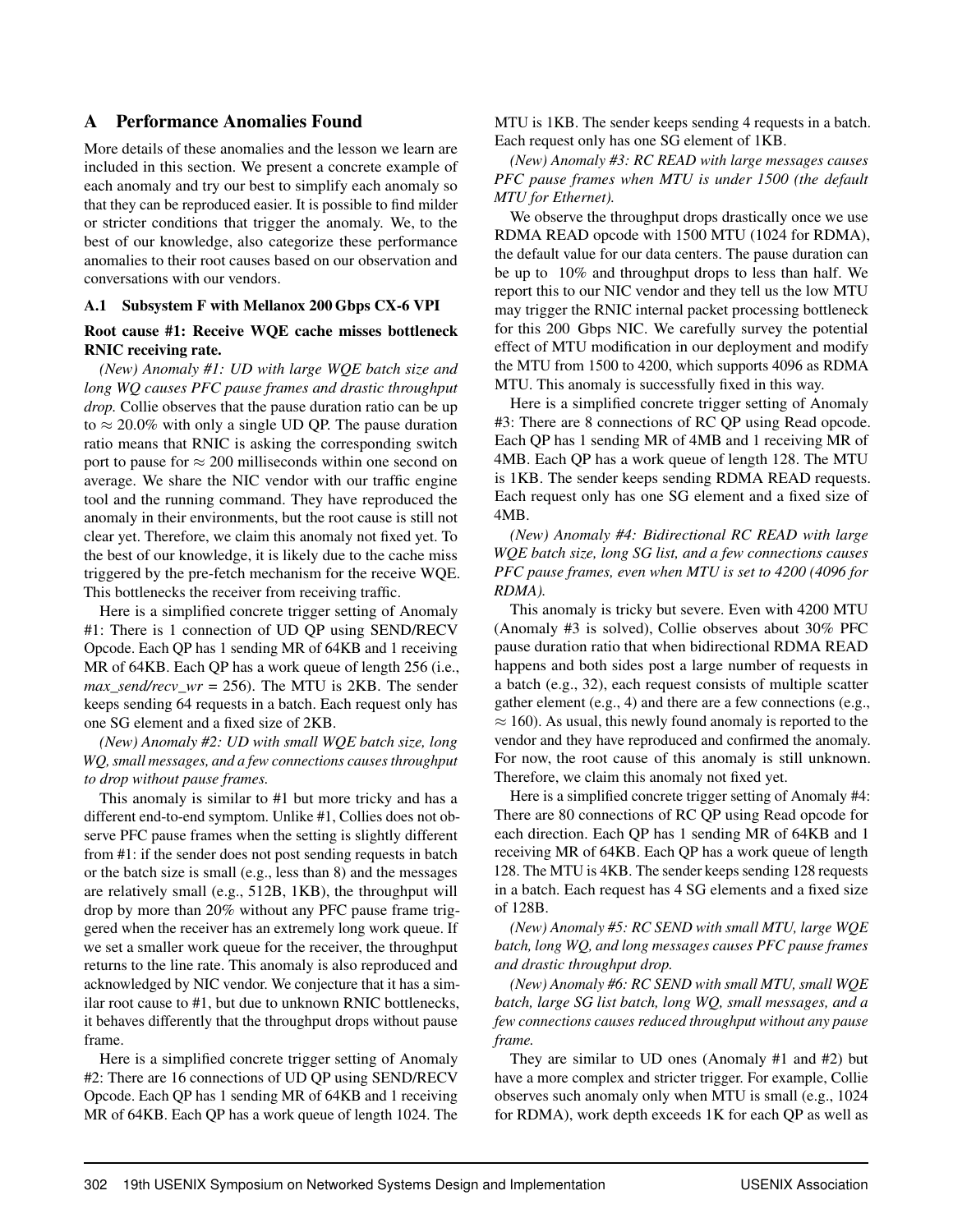# A Performance Anomalies Found

More details of these anomalies and the lesson we learn are included in this section. We present a concrete example of each anomaly and try our best to simplify each anomaly so that they can be reproduced easier. It is possible to find milder or stricter conditions that trigger the anomaly. We, to the best of our knowledge, also categorize these performance anomalies to their root causes based on our observation and conversations with our vendors.

## A.1 Subsystem F with Mellanox 200 Gbps CX-6 VPI

**Root cause #1: Receive WQE cache misses bottleneck RNIC receiving rate.**

*(New) Anomaly #1: UD with large WQE batch size and long WQ causes PFC pause frames and drastic throughput drop.* Collie observes that the pause duration ratio can be up to $\approx 20.0\%$ with only a single UD QP. The pause duration ratio means that RNIC is asking the corresponding switch port to pause for $\approx 200$ milliseconds within one second on average. We share the NIC vendor with our traffic engine tool and the running command. They have reproduced the anomaly in their environments, but the root cause is still not clear yet. Therefore, we claim this anomaly not fixed yet. To the best of our knowledge, it is likely due to the cache miss triggered by the pre-fetch mechanism for the receive WQE. This bottlenecks the receiver from receiving traffic.

Here is a simplified concrete trigger setting of Anomaly #1: There is 1 connection of UD QP using SEND/RECV Opcode. Each QP has 1 sending MR of 64KB and 1 receiving MR of 64KB. Each QP has a work queue of length 256 (i.e., *max_send/recv_wr* = 256). The MTU is 2KB. The sender keeps sending 64 requests in a batch. Each request only has one SG element and a fixed size of 2KB.

*(New) Anomaly #2: UD with small WQE batch size, long WQ, small messages, and a few connections causes throughput to drop without pause frames.*

This anomaly is similar to #1 but more tricky and has a different end-to-end symptom. Unlike #1, Collies does not observe PFC pause frames when the setting is slightly different from #1: if the sender does not post sending requests in batch or the batch size is small (e.g., less than 8) and the messages are relatively small (e.g., 512B, 1KB), the throughput will drop by more than 20% without any PFC pause frame triggered when the receiver has an extremely long work queue. If we set a smaller work queue for the receiver, the throughput returns to the line rate. This anomaly is also reproduced and acknowledged by NIC vendor. We conjecture that it has a similar root cause to #1, but due to unknown RNIC bottlenecks, it behaves differently that the throughput drops without pause frame.

Here is a simplified concrete trigger setting of Anomaly #2: There are 16 connections of UD QP using SEND/RECV Opcode. Each QP has 1 sending MR of 64KB and 1 receiving MR of 64KB. Each QP has a work queue of length 1024. The MTU is 1KB. The sender keeps sending 4 requests in a batch. Each request only has one SG element of 1KB.

*(New) Anomaly #3: RC READ with large messages causes PFC pause frames when MTU is under 1500 (the default MTU for Ethernet).*

We observe the throughput drops drastically once we use RDMA READ opcode with 1500 MTU (1024 for RDMA), the default value for our data centers. The pause duration can be up to 10% and throughput drops to less than half. We report this to our NIC vendor and they tell us the low MTU may trigger the RNIC internal packet processing bottleneck for this 200 Gbps NIC. We carefully survey the potential effect of MTU modification in our deployment and modify the MTU from 1500 to 4200, which supports 4096 as RDMA MTU. This anomaly is successfully fixed in this way.

Here is a simplified concrete trigger setting of Anomaly #3: There are 8 connections of RC QP using Read opcode. Each QP has 1 sending MR of 4MB and 1 receiving MR of 4MB. Each QP has a work queue of length 128. The MTU is 1KB. The sender keeps sending RDMA READ requests. Each request only has one SG element and a fixed size of 4MB.

*(New) Anomaly #4: Bidirectional RC READ with large WQE batch size, long SG list, and a few connections causes PFC pause frames, even when MTU is set to 4200 (4096 for RDMA).*

This anomaly is tricky but severe. Even with 4200 MTU (Anomaly #3 is solved), Collie observes about 30% PFC pause duration ratio that when bidirectional RDMA READ happens and both sides post a large number of requests in a batch (e.g., 32), each request consists of multiple scatter gather element (e.g., 4) and there are a few connections (e.g., $\approx 160$). As usual, this newly found anomaly is reported to the vendor and they have reproduced and confirmed the anomaly. For now, the root cause of this anomaly is still unknown. Therefore, we claim this anomaly not fixed yet.

Here is a simplified concrete trigger setting of Anomaly #4: There are 80 connections of RC QP using Read opcode for each direction. Each QP has 1 sending MR of 64KB and 1 receiving MR of 64KB. Each QP has a work queue of length 128. The MTU is 4KB. The sender keeps sending 128 requests in a batch. Each request has 4 SG elements and a fixed size of 128B.

*(New) Anomaly #5: RC SEND with small MTU, large WQE batch, long WQ, and long messages causes PFC pause frames and drastic throughput drop.*

*(New) Anomaly #6: RC SEND with small MTU, small WQE batch, large SG list batch, long WQ, small messages, and a few connections causes reduced throughput without any pause frame.*

They are similar to UD ones (Anomaly #1 and #2) but have a more complex and stricter trigger. For example, Collie observes such anomaly only when MTU is small (e.g., 1024 for RDMA), work depth exceeds 1K for each QP as well as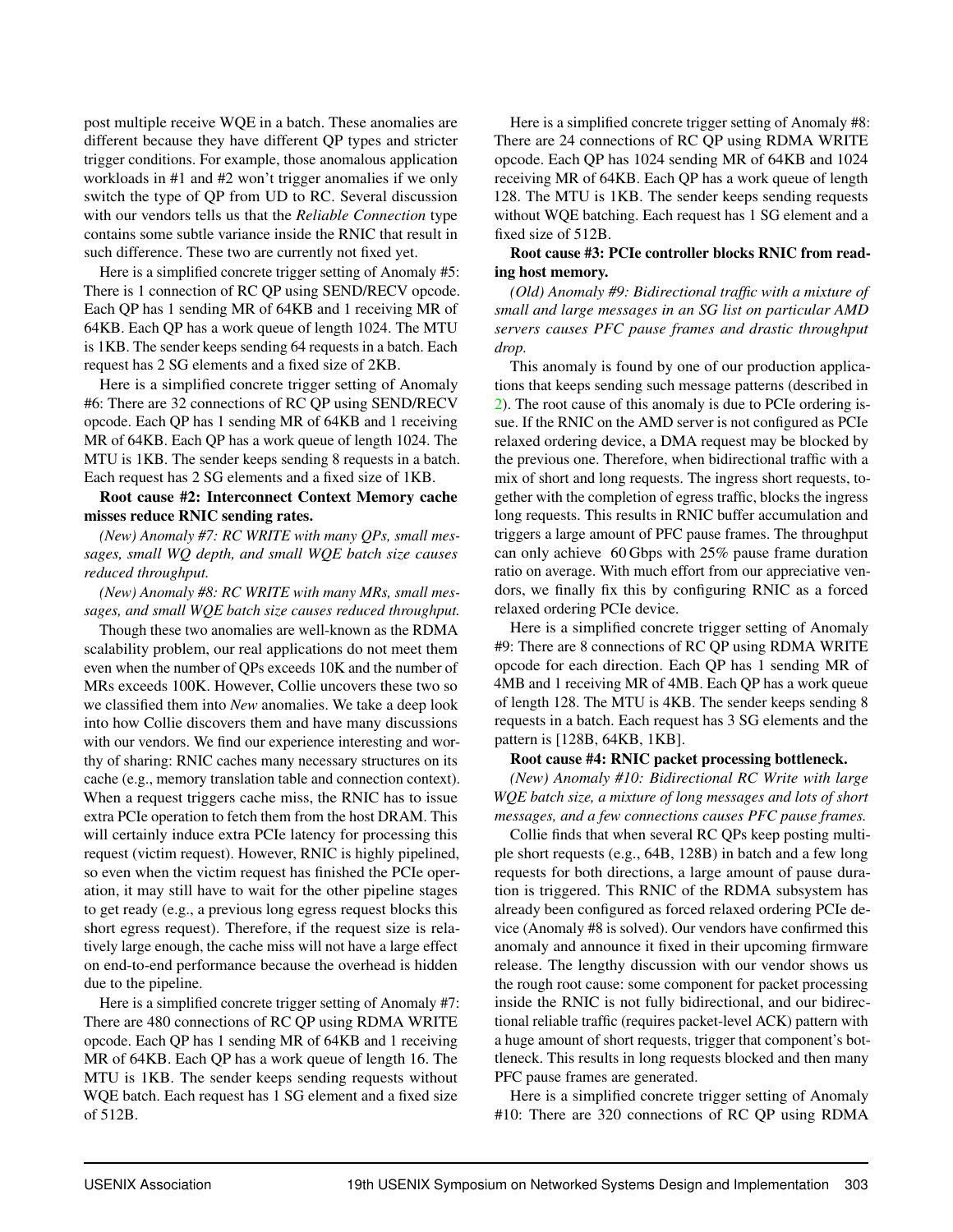post multiple receive WQE in a batch. These anomalies are different because they have different QP types and stricter trigger conditions. For example, those anomalous application workloads in #1 and #2 won't trigger anomalies if we only switch the type of QP from UD to RC. Several discussion with our vendors tells us that the *Reliable Connection* type contains some subtle variance inside the RNIC that result in such difference. These two are currently not fixed yet.

Here is a simplified concrete trigger setting of Anomaly #5: There is 1 connection of RC QP using SEND/RECV opcode. Each QP has 1 sending MR of 64KB and 1 receiving MR of 64KB. Each QP has a work queue of length 1024. The MTU is 1KB. The sender keeps sending 64 requests in a batch. Each request has 2 SG elements and a fixed size of 2KB.

Here is a simplified concrete trigger setting of Anomaly #6: There are 32 connections of RC QP using SEND/RECV opcode. Each QP has 1 sending MR of 64KB and 1 receiving MR of 64KB. Each QP has a work queue of length 1024. The MTU is 1KB. The sender keeps sending 8 requests in a batch. Each request has 2 SG elements and a fixed size of 1KB.

**Root cause #2: Interconnect Context Memory cache misses reduce RNIC sending rates.**

*(New) Anomaly #7: RC WRITE with many QPs, small messages, small WQ depth, and small WQE batch size causes reduced throughput.*

*(New) Anomaly #8: RC WRITE with many MRs, small messages, and small WQE batch size causes reduced throughput.*

Though these two anomalies are well-known as the RDMA scalability problem, our real applications do not meet them even when the number of QPs exceeds 10K and the number of MRs exceeds 100K. However, Collie uncovers these two so we classified them into *New* anomalies. We take a deep look into how Collie discovers them and have many discussions with our vendors. We find our experience interesting and worthy of sharing: RNIC caches many necessary structures on its cache (e.g., memory translation table and connection context). When a request triggers cache miss, the RNIC has to issue extra PCIe operation to fetch them from the host DRAM. This will certainly induce extra PCIe latency for processing this request (victim request). However, RNIC is highly pipelined, so even when the victim request has finished the PCIe operation, it may still have to wait for the other pipeline stages to get ready (e.g., a previous long egress request blocks this short egress request). Therefore, if the request size is relatively large enough, the cache miss will not have a large effect on end-to-end performance because the overhead is hidden due to the pipeline.

Here is a simplified concrete trigger setting of Anomaly #7: There are 480 connections of RC QP using RDMA WRITE opcode. Each QP has 1 sending MR of 64KB and 1 receiving MR of 64KB. Each QP has a work queue of length 16. The MTU is 1KB. The sender keeps sending requests without WQE batch. Each request has 1 SG element and a fixed size of 512B.

Here is a simplified concrete trigger setting of Anomaly #8: There are 24 connections of RC QP using RDMA WRITE opcode. Each QP has 1024 sending MR of 64KB and 1024 receiving MR of 64KB. Each QP has a work queue of length 128. The MTU is 1KB. The sender keeps sending requests without WQE batching. Each request has 1 SG element and a fixed size of 512B.

**Root cause #3: PCIe controller blocks RNIC from reading host memory.**

*(Old) Anomaly #9: Bidirectional traffic with a mixture of small and large messages in an SG list on particular AMD servers causes PFC pause frames and drastic throughput drop.*

This anomaly is found by one of our production applications that keeps sending such message patterns (described in 2). The root cause of this anomaly is due to PCIe ordering issue. If the RNIC on the AMD server is not configured as PCIe relaxed ordering device, a DMA request may be blocked by the previous one. Therefore, when bidirectional traffic with a mix of short and long requests. The ingress short requests, together with the completion of egress traffic, blocks the ingress long requests. This results in RNIC buffer accumulation and triggers a large amount of PFC pause frames. The throughput can only achieve 60 Gbps with 25% pause frame duration ratio on average. With much effort from our appreciative vendors, we finally fix this by configuring RNIC as a forced relaxed ordering PCIe device.

Here is a simplified concrete trigger setting of Anomaly #9: There are 8 connections of RC QP using RDMA WRITE opcode for each direction. Each QP has 1 sending MR of 4MB and 1 receiving MR of 4MB. Each QP has a work queue of length 128. The MTU is 4KB. The sender keeps sending 8 requests in a batch. Each request has 3 SG elements and the pattern is [128B, 64KB, 1KB].

**Root cause #4: RNIC packet processing bottleneck.**

*(New) Anomaly #10: Bidirectional RC Write with large WQE batch size, a mixture of long messages and lots of short messages, and a few connections causes PFC pause frames.*

Collie finds that when several RC QPs keep posting multiple short requests (e.g., 64B, 128B) in batch and a few long requests for both directions, a large amount of pause duration is triggered. This RNIC of the RDMA subsystem has already been configured as forced relaxed ordering PCIe device (Anomaly #8 is solved). Our vendors have confirmed this anomaly and announce it fixed in their upcoming firmware release. The lengthy discussion with our vendor shows us the rough root cause: some component for packet processing inside the RNIC is not fully bidirectional, and our bidirectional reliable traffic (requires packet-level ACK) pattern with a huge amount of short requests, trigger that component's bottleneck. This results in long requests blocked and then many PFC pause frames are generated.

Here is a simplified concrete trigger setting of Anomaly #10: There are 320 connections of RC QP using RDMA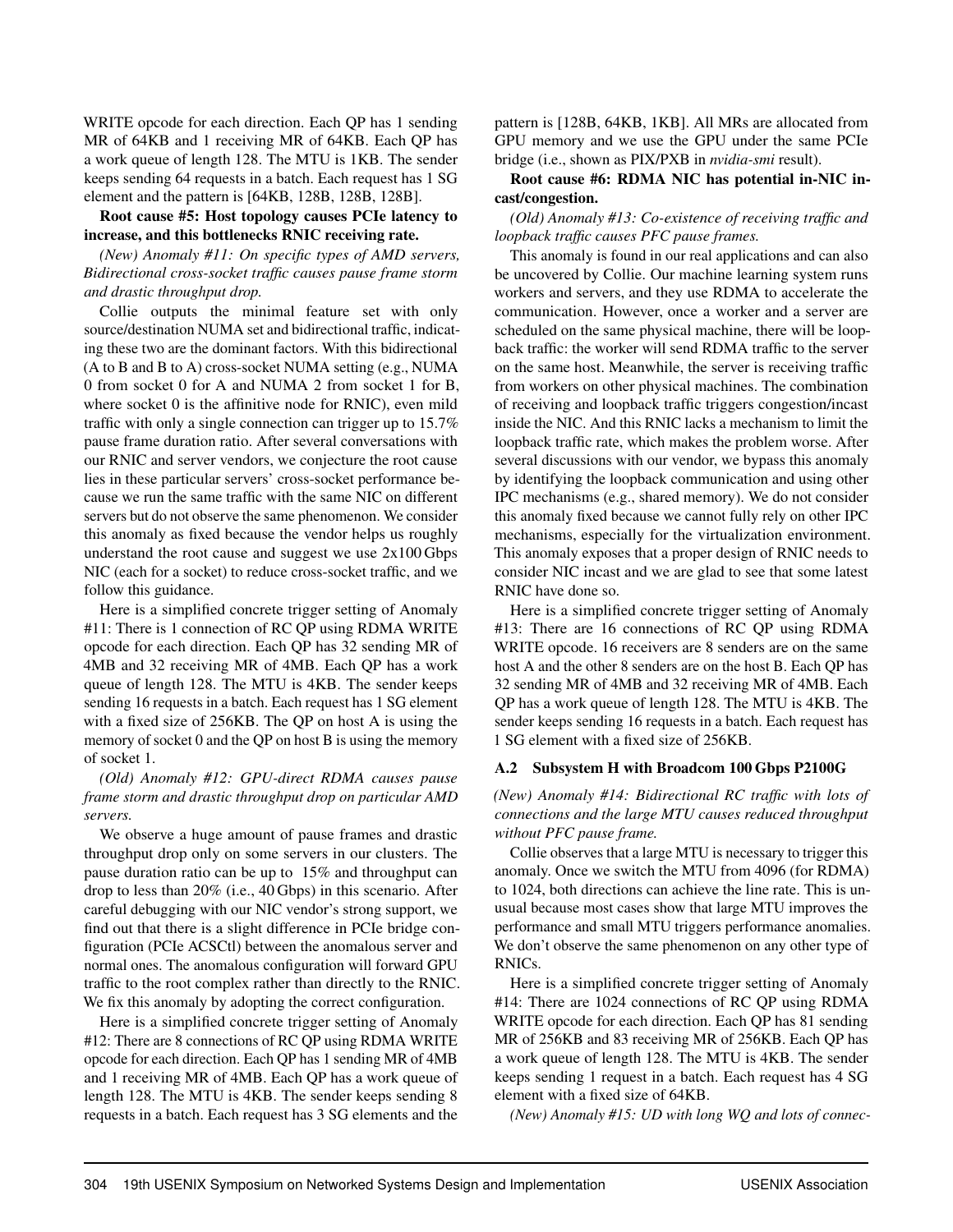WRITE opcode for each direction. Each QP has 1 sending MR of 64KB and 1 receiving MR of 64KB. Each QP has a work queue of length 128. The MTU is 1KB. The sender keeps sending 64 requests in a batch. Each request has 1 SG element and the pattern is [64KB, 128B, 128B, 128B].

**Root cause #5: Host topology causes PCIe latency to increase, and this bottlenecks RNIC receiving rate.**

*(New) Anomaly #11: On specific types of AMD servers, Bidirectional cross-socket traffic causes pause frame storm and drastic throughput drop.*

Collie outputs the minimal feature set with only source/destination NUMA set and bidirectional traffic, indicating these two are the dominant factors. With this bidirectional (A to B and B to A) cross-socket NUMA setting (e.g., NUMA 0 from socket 0 for A and NUMA 2 from socket 1 for B, where socket 0 is the affinitive node for RNIC), even mild traffic with only a single connection can trigger up to 15.7% pause frame duration ratio. After several conversations with our RNIC and server vendors, we conjecture the root cause lies in these particular servers' cross-socket performance because we run the same traffic with the same NIC on different servers but do not observe the same phenomenon. We consider this anomaly as fixed because the vendor helps us roughly understand the root cause and suggest we use 2x100 Gbps NIC (each for a socket) to reduce cross-socket traffic, and we follow this guidance.

Here is a simplified concrete trigger setting of Anomaly #11: There is 1 connection of RC QP using RDMA WRITE opcode for each direction. Each QP has 32 sending MR of 4MB and 32 receiving MR of 4MB. Each QP has a work queue of length 128. The MTU is 4KB. The sender keeps sending 16 requests in a batch. Each request has 1 SG element with a fixed size of 256KB. The QP on host A is using the memory of socket 0 and the QP on host B is using the memory of socket 1.

*(Old) Anomaly #12: GPU-direct RDMA causes pause frame storm and drastic throughput drop on particular AMD servers.*

We observe a huge amount of pause frames and drastic throughput drop only on some servers in our clusters. The pause duration ratio can be up to 15% and throughput can drop to less than 20% (i.e., 40 Gbps) in this scenario. After careful debugging with our NIC vendor's strong support, we find out that there is a slight difference in PCIe bridge configuration (PCIe ACSCtl) between the anomalous server and normal ones. The anomalous configuration will forward GPU traffic to the root complex rather than directly to the RNIC. We fix this anomaly by adopting the correct configuration.

Here is a simplified concrete trigger setting of Anomaly #12: There are 8 connections of RC QP using RDMA WRITE opcode for each direction. Each QP has 1 sending MR of 4MB and 1 receiving MR of 4MB. Each QP has a work queue of length 128. The MTU is 4KB. The sender keeps sending 8 requests in a batch. Each request has 3 SG elements and the pattern is [128B, 64KB, 1KB]. All MRs are allocated from GPU memory and we use the GPU under the same PCIe bridge (i.e., shown as PIX/PXB in *nvidia-smi* result).

**Root cause #6: RDMA NIC has potential in-NIC incast/congestion.**

*(Old) Anomaly #13: Co-existence of receiving traffic and loopback traffic causes PFC pause frames.*

This anomaly is found in our real applications and can also be uncovered by Collie. Our machine learning system runs workers and servers, and they use RDMA to accelerate the communication. However, once a worker and a server are scheduled on the same physical machine, there will be loopback traffic: the worker will send RDMA traffic to the server on the same host. Meanwhile, the server is receiving traffic from workers on other physical machines. The combination of receiving and loopback traffic triggers congestion/incast inside the NIC. And this RNIC lacks a mechanism to limit the loopback traffic rate, which makes the problem worse. After several discussions with our vendor, we bypass this anomaly by identifying the loopback communication and using other IPC mechanisms (e.g., shared memory). We do not consider this anomaly fixed because we cannot fully rely on other IPC mechanisms, especially for the virtualization environment. This anomaly exposes that a proper design of RNIC needs to consider NIC incast and we are glad to see that some latest RNIC have done so.

Here is a simplified concrete trigger setting of Anomaly #13: There are 16 connections of RC QP using RDMA WRITE opcode. 16 receivers are 8 senders are on the same host A and the other 8 senders are on the host B. Each QP has 32 sending MR of 4MB and 32 receiving MR of 4MB. Each QP has a work queue of length 128. The MTU is 4KB. The sender keeps sending 16 requests in a batch. Each request has 1 SG element with a fixed size of 256KB.

### A.2 Subsystem H with Broadcom 100 Gbps P2100G

*(New) Anomaly #14: Bidirectional RC traffic with lots of connections and the large MTU causes reduced throughput without PFC pause frame.*

Collie observes that a large MTU is necessary to trigger this anomaly. Once we switch the MTU from 4096 (for RDMA) to 1024, both directions can achieve the line rate. This is unusual because most cases show that large MTU improves the performance and small MTU triggers performance anomalies. We don't observe the same phenomenon on any other type of RNICs.

Here is a simplified concrete trigger setting of Anomaly #14: There are 1024 connections of RC QP using RDMA WRITE opcode for each direction. Each QP has 81 sending MR of 256KB and 83 receiving MR of 256KB. Each QP has a work queue of length 128. The MTU is 4KB. The sender keeps sending 1 request in a batch. Each request has 4 SG element with a fixed size of 64KB.

*(New) Anomaly #15: UD with long WQ and lots of connec-*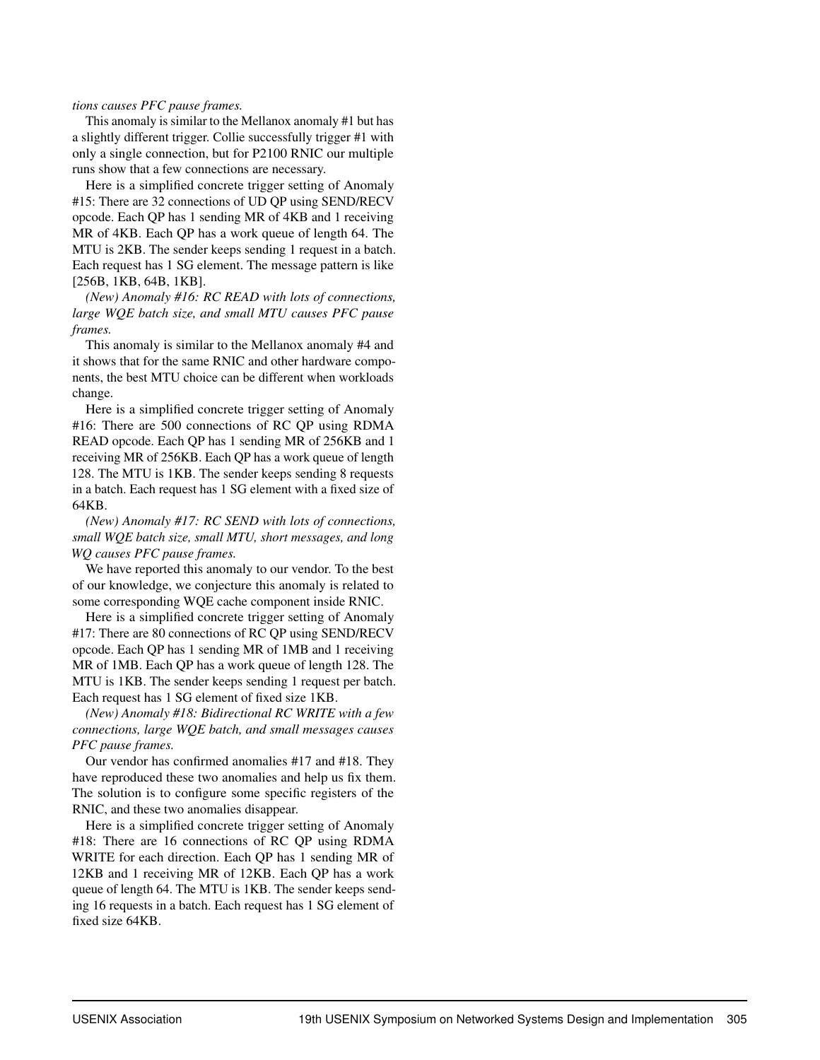*tions causes PFC pause frames.*

This anomaly is similar to the Mellanox anomaly #1 but has a slightly different trigger. Collie successfully trigger #1 with only a single connection, but for P2100 RNIC our multiple runs show that a few connections are necessary.

Here is a simplified concrete trigger setting of Anomaly #15: There are 32 connections of UD QP using SEND/RECV opcode. Each QP has 1 sending MR of 4KB and 1 receiving MR of 4KB. Each QP has a work queue of length 64. The MTU is 2KB. The sender keeps sending 1 request in a batch. Each request has 1 SG element. The message pattern is like [256B, 1KB, 64B, 1KB].

*(New) Anomaly #16: RC READ with lots of connections, large WQE batch size, and small MTU causes PFC pause frames.*

This anomaly is similar to the Mellanox anomaly #4 and it shows that for the same RNIC and other hardware components, the best MTU choice can be different when workloads change.

Here is a simplified concrete trigger setting of Anomaly #16: There are 500 connections of RC QP using RDMA READ opcode. Each QP has 1 sending MR of 256KB and 1 receiving MR of 256KB. Each QP has a work queue of length 128. The MTU is 1KB. The sender keeps sending 8 requests in a batch. Each request has 1 SG element with a fixed size of 64KB.

*(New) Anomaly #17: RC SEND with lots of connections, small WQE batch size, small MTU, short messages, and long WQ causes PFC pause frames.*

We have reported this anomaly to our vendor. To the best of our knowledge, we conjecture this anomaly is related to some corresponding WQE cache component inside RNIC.

Here is a simplified concrete trigger setting of Anomaly #17: There are 80 connections of RC QP using SEND/RECV opcode. Each QP has 1 sending MR of 1MB and 1 receiving MR of 1MB. Each QP has a work queue of length 128. The MTU is 1KB. The sender keeps sending 1 request per batch. Each request has 1 SG element of fixed size 1KB.

*(New) Anomaly #18: Bidirectional RC WRITE with a few connections, large WQE batch, and small messages causes PFC pause frames.*

Our vendor has confirmed anomalies #17 and #18. They have reproduced these two anomalies and help us fix them. The solution is to configure some specific registers of the RNIC, and these two anomalies disappear.

Here is a simplified concrete trigger setting of Anomaly #18: There are 16 connections of RC QP using RDMA WRITE for each direction. Each QP has 1 sending MR of 12KB and 1 receiving MR of 12KB. Each QP has a work queue of length 64. The MTU is 1KB. The sender keeps sending 16 requests in a batch. Each request has 1 SG element of fixed size 64KB.